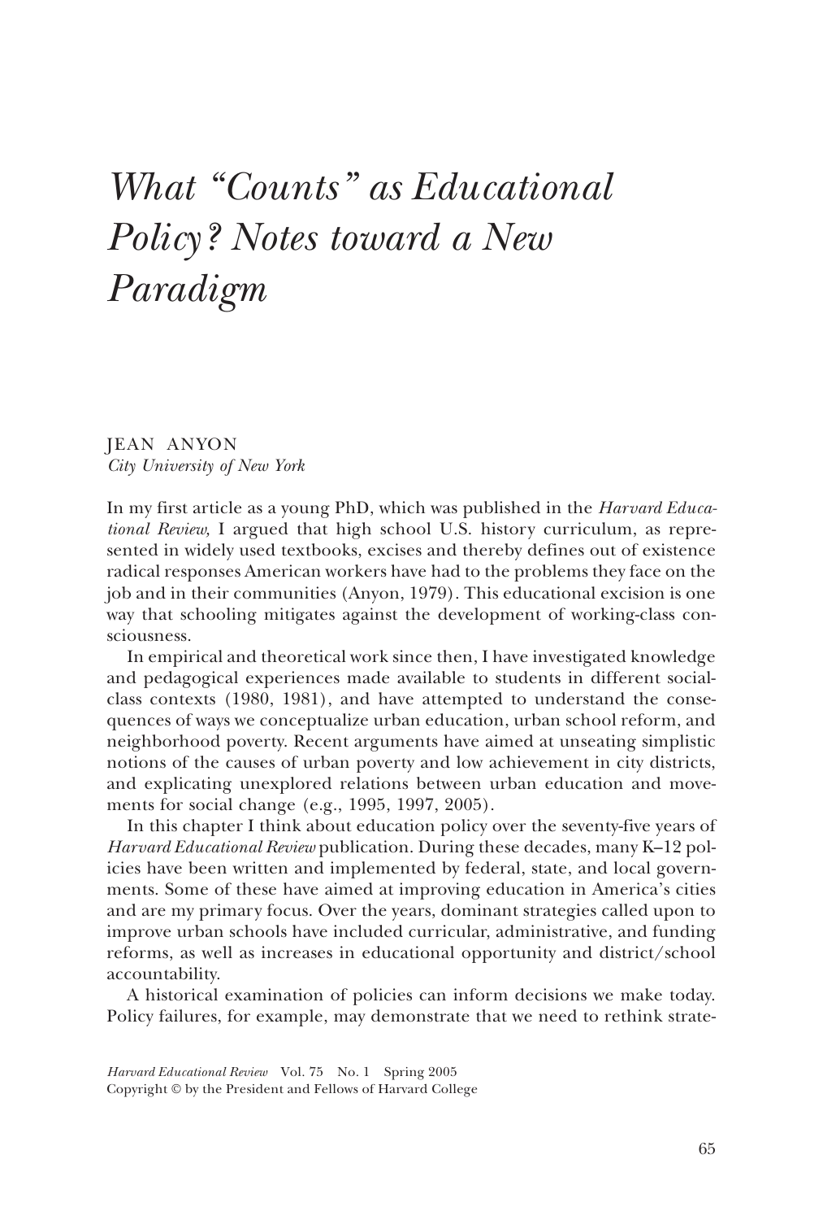# *What "Counts" as Educational Policy? Notes toward a New Paradigm*

JEAN ANYON
*City University of New York*

In my first article as a young PhD, which was published in the *Harvard Educational Review,* I argued that high school U.S. history curriculum, as represented in widely used textbooks, excises and thereby defines out of existence radical responses American workers have had to the problems they face on the job and in their communities (Anyon, 1979). This educational excision is one way that schooling mitigates against the development of working-class consciousness.

In empirical and theoretical work since then, I have investigated knowledge and pedagogical experiences made available to students in different social-class contexts (1980, 1981), and have attempted to understand the consequences of ways we conceptualize urban education, urban school reform, and neighborhood poverty. Recent arguments have aimed at unseating simplistic notions of the causes of urban poverty and low achievement in city districts, and explicating unexplored relations between urban education and movements for social change (e.g., 1995, 1997, 2005).

In this chapter I think about education policy over the seventy-five years of *Harvard Educational Review* publication. During these decades, many K–12 policies have been written and implemented by federal, state, and local governments. Some of these have aimed at improving education in America's cities and are my primary focus. Over the years, dominant strategies called upon to improve urban schools have included curricular, administrative, and funding reforms, as well as increases in educational opportunity and district/school accountability.

A historical examination of policies can inform decisions we make today. Policy failures, for example, may demonstrate that we need to rethink strate-

*Harvard Educational Review* Vol. 75 No. 1 Spring 2005
Copyright © by the President and Fellows of Harvard College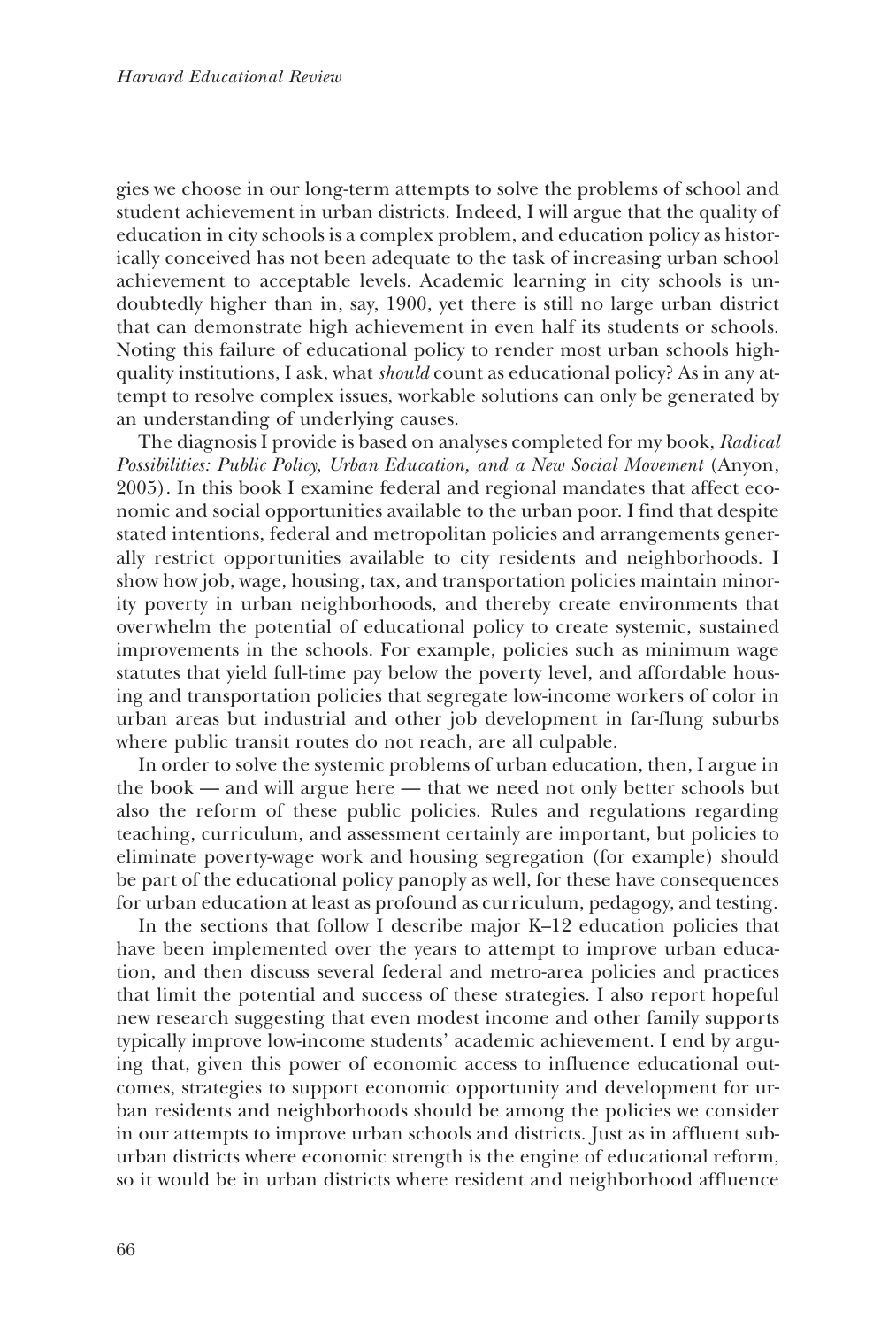gies we choose in our long-term attempts to solve the problems of school and student achievement in urban districts. Indeed, I will argue that the quality of education in city schools is a complex problem, and education policy as historically conceived has not been adequate to the task of increasing urban school achievement to acceptable levels. Academic learning in city schools is undoubtedly higher than in, say, 1900, yet there is still no large urban district that can demonstrate high achievement in even half its students or schools. Noting this failure of educational policy to render most urban schools high-quality institutions, I ask, what *should* count as educational policy? As in any attempt to resolve complex issues, workable solutions can only be generated by an understanding of underlying causes.

The diagnosis I provide is based on analyses completed for my book, *Radical Possibilities: Public Policy, Urban Education, and a New Social Movement* (Anyon, 2005). In this book I examine federal and regional mandates that affect economic and social opportunities available to the urban poor. I find that despite stated intentions, federal and metropolitan policies and arrangements generally restrict opportunities available to city residents and neighborhoods. I show how job, wage, housing, tax, and transportation policies maintain minority poverty in urban neighborhoods, and thereby create environments that overwhelm the potential of educational policy to create systemic, sustained improvements in the schools. For example, policies such as minimum wage statutes that yield full-time pay below the poverty level, and affordable housing and transportation policies that segregate low-income workers of color in urban areas but industrial and other job development in far-flung suburbs where public transit routes do not reach, are all culpable.

In order to solve the systemic problems of urban education, then, I argue in the book — and will argue here — that we need not only better schools but also the reform of these public policies. Rules and regulations regarding teaching, curriculum, and assessment certainly are important, but policies to eliminate poverty-wage work and housing segregation (for example) should be part of the educational policy panoply as well, for these have consequences for urban education at least as profound as curriculum, pedagogy, and testing.

In the sections that follow I describe major K–12 education policies that have been implemented over the years to attempt to improve urban education, and then discuss several federal and metro-area policies and practices that limit the potential and success of these strategies. I also report hopeful new research suggesting that even modest income and other family supports typically improve low-income students' academic achievement. I end by arguing that, given this power of economic access to influence educational outcomes, strategies to support economic opportunity and development for urban residents and neighborhoods should be among the policies we consider in our attempts to improve urban schools and districts. Just as in affluent suburban districts where economic strength is the engine of educational reform, so it would be in urban districts where resident and neighborhood affluence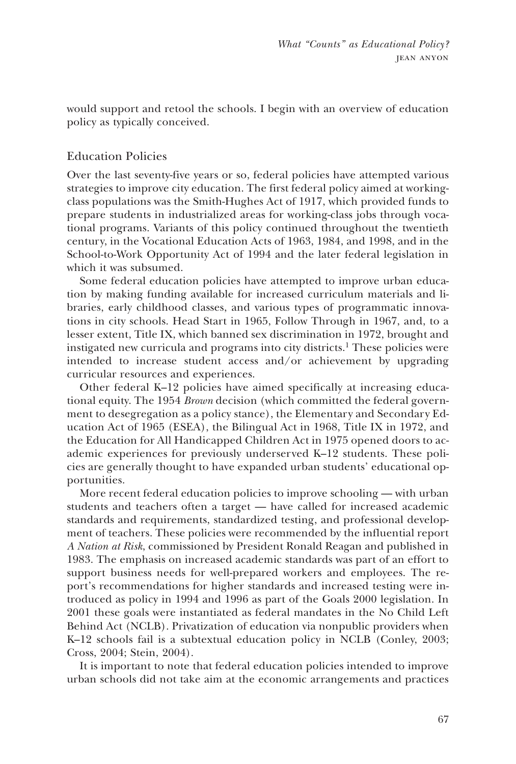would support and retool the schools. I begin with an overview of education policy as typically conceived.

## Education Policies

Over the last seventy-five years or so, federal policies have attempted various strategies to improve city education. The first federal policy aimed at working-class populations was the Smith-Hughes Act of 1917, which provided funds to prepare students in industrialized areas for working-class jobs through vocational programs. Variants of this policy continued throughout the twentieth century, in the Vocational Education Acts of 1963, 1984, and 1998, and in the School-to-Work Opportunity Act of 1994 and the later federal legislation in which it was subsumed.

Some federal education policies have attempted to improve urban education by making funding available for increased curriculum materials and libraries, early childhood classes, and various types of programmatic innovations in city schools. Head Start in 1965, Follow Through in 1967, and, to a lesser extent, Title IX, which banned sex discrimination in 1972, brought and instigated new curricula and programs into city districts.[1] These policies were intended to increase student access and/or achievement by upgrading curricular resources and experiences.

Other federal K–12 policies have aimed specifically at increasing educational equity. The 1954 *Brown* decision (which committed the federal government to desegregation as a policy stance), the Elementary and Secondary Education Act of 1965 (ESEA), the Bilingual Act in 1968, Title IX in 1972, and the Education for All Handicapped Children Act in 1975 opened doors to academic experiences for previously underserved K–12 students. These policies are generally thought to have expanded urban students' educational opportunities.

More recent federal education policies to improve schooling — with urban students and teachers often a target — have called for increased academic standards and requirements, standardized testing, and professional development of teachers. These policies were recommended by the influential report *A Nation at Risk*, commissioned by President Ronald Reagan and published in 1983. The emphasis on increased academic standards was part of an effort to support business needs for well-prepared workers and employees. The report's recommendations for higher standards and increased testing were introduced as policy in 1994 and 1996 as part of the Goals 2000 legislation. In 2001 these goals were instantiated as federal mandates in the No Child Left Behind Act (NCLB). Privatization of education via nonpublic providers when K–12 schools fail is a subtextual education policy in NCLB (Conley, 2003; Cross, 2004; Stein, 2004).

It is important to note that federal education policies intended to improve urban schools did not take aim at the economic arrangements and practices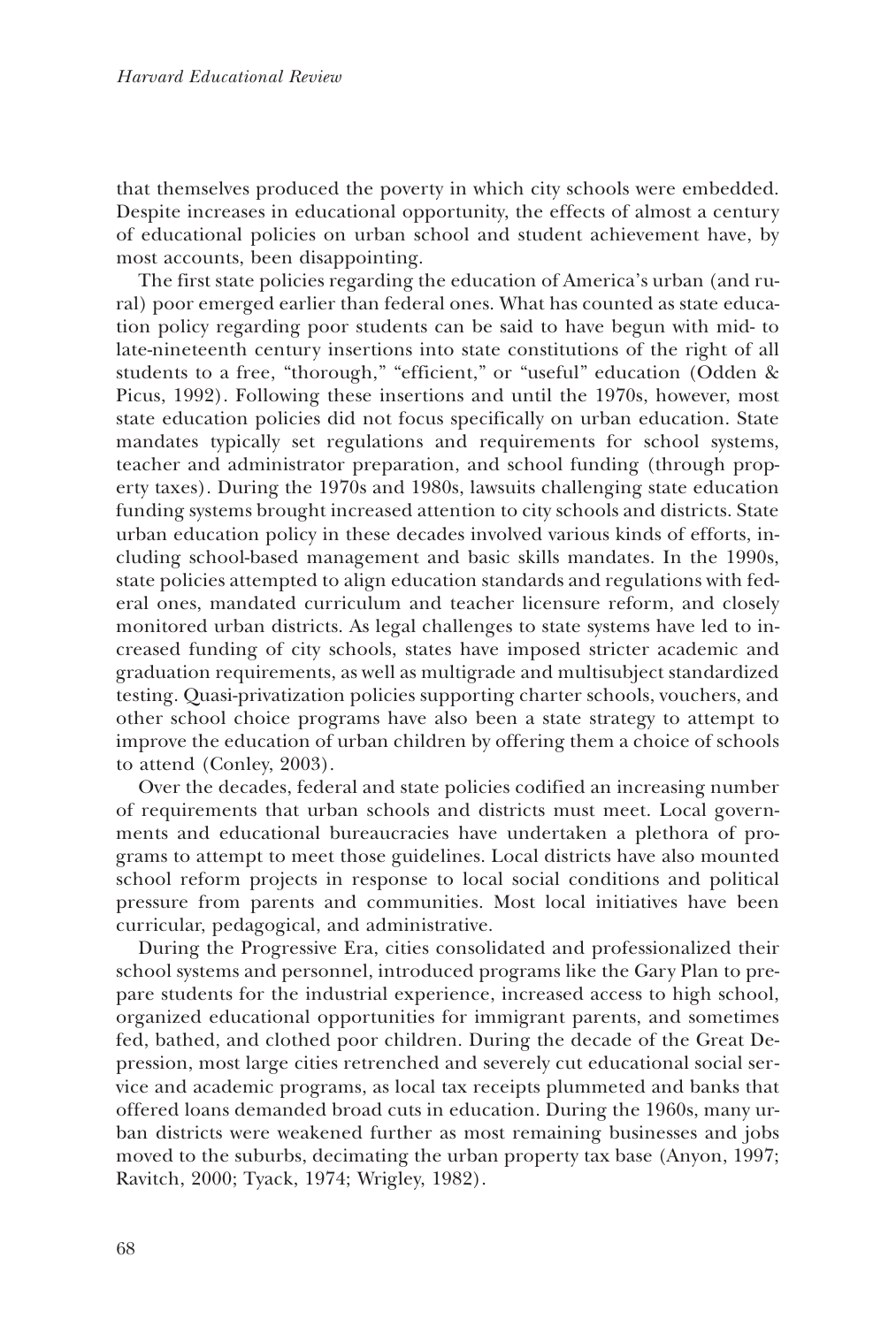that themselves produced the poverty in which city schools were embedded. Despite increases in educational opportunity, the effects of almost a century of educational policies on urban school and student achievement have, by most accounts, been disappointing.

The first state policies regarding the education of America's urban (and rural) poor emerged earlier than federal ones. What has counted as state education policy regarding poor students can be said to have begun with mid- to late-nineteenth century insertions into state constitutions of the right of all students to a free, "thorough," "efficient," or "useful" education (Odden & Picus, 1992). Following these insertions and until the 1970s, however, most state education policies did not focus specifically on urban education. State mandates typically set regulations and requirements for school systems, teacher and administrator preparation, and school funding (through property taxes). During the 1970s and 1980s, lawsuits challenging state education funding systems brought increased attention to city schools and districts. State urban education policy in these decades involved various kinds of efforts, including school-based management and basic skills mandates. In the 1990s, state policies attempted to align education standards and regulations with federal ones, mandated curriculum and teacher licensure reform, and closely monitored urban districts. As legal challenges to state systems have led to increased funding of city schools, states have imposed stricter academic and graduation requirements, as well as multigrade and multisubject standardized testing. Quasi-privatization policies supporting charter schools, vouchers, and other school choice programs have also been a state strategy to attempt to improve the education of urban children by offering them a choice of schools to attend (Conley, 2003).

Over the decades, federal and state policies codified an increasing number of requirements that urban schools and districts must meet. Local governments and educational bureaucracies have undertaken a plethora of programs to attempt to meet those guidelines. Local districts have also mounted school reform projects in response to local social conditions and political pressure from parents and communities. Most local initiatives have been curricular, pedagogical, and administrative.

During the Progressive Era, cities consolidated and professionalized their school systems and personnel, introduced programs like the Gary Plan to prepare students for the industrial experience, increased access to high school, organized educational opportunities for immigrant parents, and sometimes fed, bathed, and clothed poor children. During the decade of the Great Depression, most large cities retrenched and severely cut educational social service and academic programs, as local tax receipts plummeted and banks that offered loans demanded broad cuts in education. During the 1960s, many urban districts were weakened further as most remaining businesses and jobs moved to the suburbs, decimating the urban property tax base (Anyon, 1997; Ravitch, 2000; Tyack, 1974; Wrigley, 1982).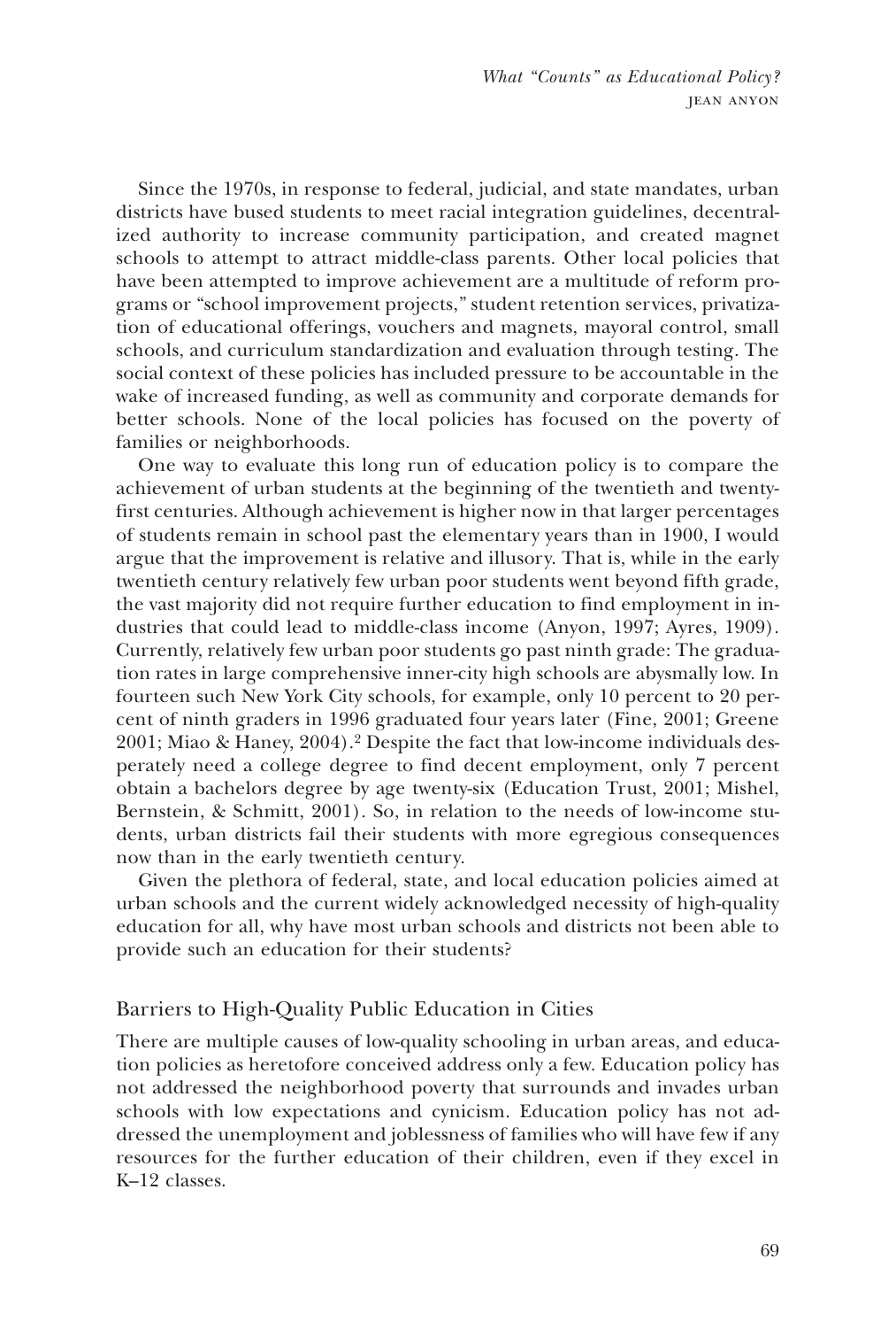Since the 1970s, in response to federal, judicial, and state mandates, urban districts have bused students to meet racial integration guidelines, decentralized authority to increase community participation, and created magnet schools to attempt to attract middle-class parents. Other local policies that have been attempted to improve achievement are a multitude of reform programs or "school improvement projects," student retention services, privatization of educational offerings, vouchers and magnets, mayoral control, small schools, and curriculum standardization and evaluation through testing. The social context of these policies has included pressure to be accountable in the wake of increased funding, as well as community and corporate demands for better schools. None of the local policies has focused on the poverty of families or neighborhoods.

One way to evaluate this long run of education policy is to compare the achievement of urban students at the beginning of the twentieth and twenty-first centuries. Although achievement is higher now in that larger percentages of students remain in school past the elementary years than in 1900, I would argue that the improvement is relative and illusory. That is, while in the early twentieth century relatively few urban poor students went beyond fifth grade, the vast majority did not require further education to find employment in industries that could lead to middle-class income (Anyon, 1997; Ayres, 1909). Currently, relatively few urban poor students go past ninth grade: The graduation rates in large comprehensive inner-city high schools are abysmally low. In fourteen such New York City schools, for example, only 10 percent to 20 percent of ninth graders in 1996 graduated four years later (Fine, 2001; Greene 2001; Miao & Haney, 2004).[2] Despite the fact that low-income individuals desperately need a college degree to find decent employment, only 7 percent obtain a bachelors degree by age twenty-six (Education Trust, 2001; Mishel, Bernstein, & Schmitt, 2001). So, in relation to the needs of low-income students, urban districts fail their students with more egregious consequences now than in the early twentieth century.

Given the plethora of federal, state, and local education policies aimed at urban schools and the current widely acknowledged necessity of high-quality education for all, why have most urban schools and districts not been able to provide such an education for their students?

## Barriers to High-Quality Public Education in Cities

There are multiple causes of low-quality schooling in urban areas, and education policies as heretofore conceived address only a few. Education policy has not addressed the neighborhood poverty that surrounds and invades urban schools with low expectations and cynicism. Education policy has not addressed the unemployment and joblessness of families who will have few if any resources for the further education of their children, even if they excel in K–12 classes.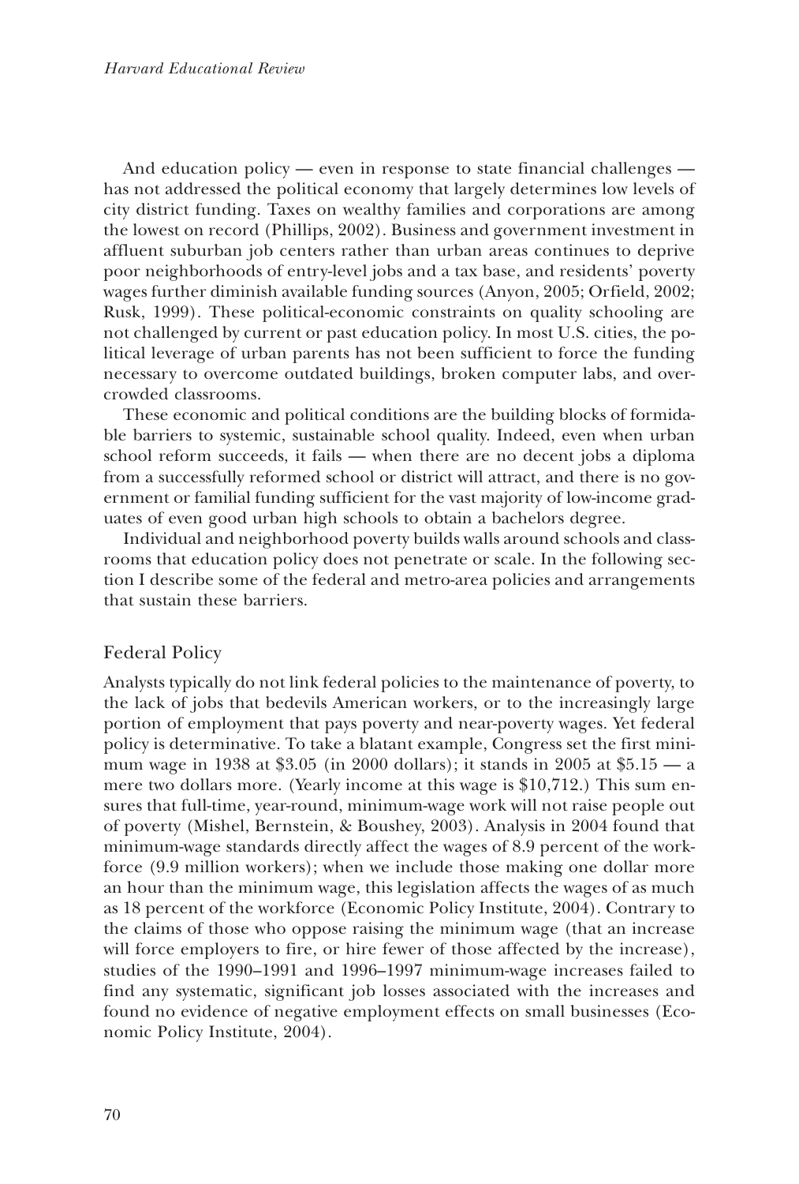And education policy — even in response to state financial challenges — has not addressed the political economy that largely determines low levels of city district funding. Taxes on wealthy families and corporations are among the lowest on record (Phillips, 2002). Business and government investment in affluent suburban job centers rather than urban areas continues to deprive poor neighborhoods of entry-level jobs and a tax base, and residents' poverty wages further diminish available funding sources (Anyon, 2005; Orfield, 2002; Rusk, 1999). These political-economic constraints on quality schooling are not challenged by current or past education policy. In most U.S. cities, the political leverage of urban parents has not been sufficient to force the funding necessary to overcome outdated buildings, broken computer labs, and overcrowded classrooms.

These economic and political conditions are the building blocks of formidable barriers to systemic, sustainable school quality. Indeed, even when urban school reform succeeds, it fails — when there are no decent jobs a diploma from a successfully reformed school or district will attract, and there is no government or familial funding sufficient for the vast majority of low-income graduates of even good urban high schools to obtain a bachelors degree.

Individual and neighborhood poverty builds walls around schools and classrooms that education policy does not penetrate or scale. In the following section I describe some of the federal and metro-area policies and arrangements that sustain these barriers.

## Federal Policy

Analysts typically do not link federal policies to the maintenance of poverty, to the lack of jobs that bedevils American workers, or to the increasingly large portion of employment that pays poverty and near-poverty wages. Yet federal policy is determinative. To take a blatant example, Congress set the first minimum wage in 1938 at $3.05 (in 2000 dollars); it stands in 2005 at $5.15 — a mere two dollars more. (Yearly income at this wage is $10,712.) This sum ensures that full-time, year-round, minimum-wage work will not raise people out of poverty (Mishel, Bernstein, & Boushey, 2003). Analysis in 2004 found that minimum-wage standards directly affect the wages of 8.9 percent of the workforce (9.9 million workers); when we include those making one dollar more an hour than the minimum wage, this legislation affects the wages of as much as 18 percent of the workforce (Economic Policy Institute, 2004). Contrary to the claims of those who oppose raising the minimum wage (that an increase will force employers to fire, or hire fewer of those affected by the increase), studies of the 1990–1991 and 1996–1997 minimum-wage increases failed to find any systematic, significant job losses associated with the increases and found no evidence of negative employment effects on small businesses (Economic Policy Institute, 2004).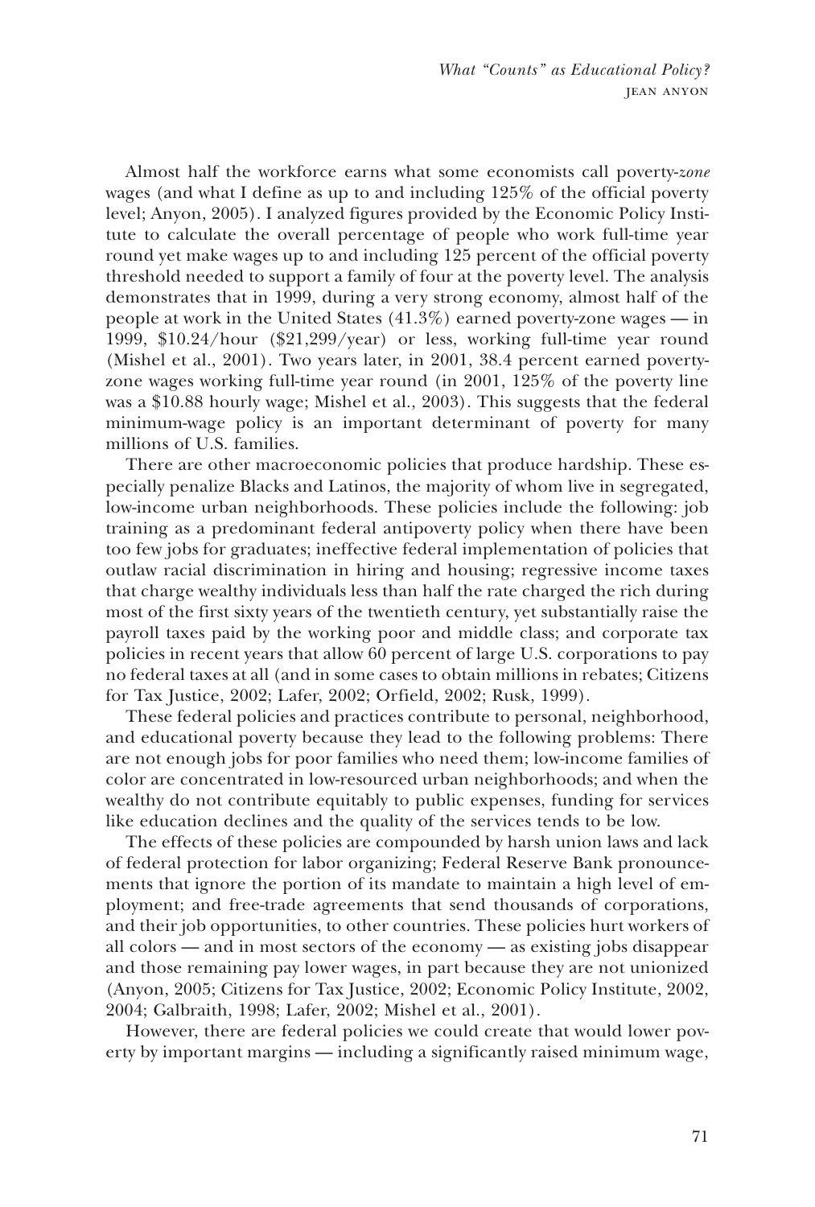Almost half the workforce earns what some economists call poverty-*zone* wages (and what I define as up to and including 125% of the official poverty level; Anyon, 2005). I analyzed figures provided by the Economic Policy Institute to calculate the overall percentage of people who work full-time year round yet make wages up to and including 125 percent of the official poverty threshold needed to support a family of four at the poverty level. The analysis demonstrates that in 1999, during a very strong economy, almost half of the people at work in the United States (41.3%) earned poverty-zone wages — in 1999, $10.24/hour ($21,299/year) or less, working full-time year round (Mishel et al., 2001). Two years later, in 2001, 38.4 percent earned poverty-zone wages working full-time year round (in 2001, 125% of the poverty line was a $10.88 hourly wage; Mishel et al., 2003). This suggests that the federal minimum-wage policy is an important determinant of poverty for many millions of U.S. families.

There are other macroeconomic policies that produce hardship. These especially penalize Blacks and Latinos, the majority of whom live in segregated, low-income urban neighborhoods. These policies include the following: job training as a predominant federal antipoverty policy when there have been too few jobs for graduates; ineffective federal implementation of policies that outlaw racial discrimination in hiring and housing; regressive income taxes that charge wealthy individuals less than half the rate charged the rich during most of the first sixty years of the twentieth century, yet substantially raise the payroll taxes paid by the working poor and middle class; and corporate tax policies in recent years that allow 60 percent of large U.S. corporations to pay no federal taxes at all (and in some cases to obtain millions in rebates; Citizens for Tax Justice, 2002; Lafer, 2002; Orfield, 2002; Rusk, 1999).

These federal policies and practices contribute to personal, neighborhood, and educational poverty because they lead to the following problems: There are not enough jobs for poor families who need them; low-income families of color are concentrated in low-resourced urban neighborhoods; and when the wealthy do not contribute equitably to public expenses, funding for services like education declines and the quality of the services tends to be low.

The effects of these policies are compounded by harsh union laws and lack of federal protection for labor organizing; Federal Reserve Bank pronouncements that ignore the portion of its mandate to maintain a high level of employment; and free-trade agreements that send thousands of corporations, and their job opportunities, to other countries. These policies hurt workers of all colors — and in most sectors of the economy — as existing jobs disappear and those remaining pay lower wages, in part because they are not unionized (Anyon, 2005; Citizens for Tax Justice, 2002; Economic Policy Institute, 2002, 2004; Galbraith, 1998; Lafer, 2002; Mishel et al., 2001).

However, there are federal policies we could create that would lower poverty by important margins — including a significantly raised minimum wage,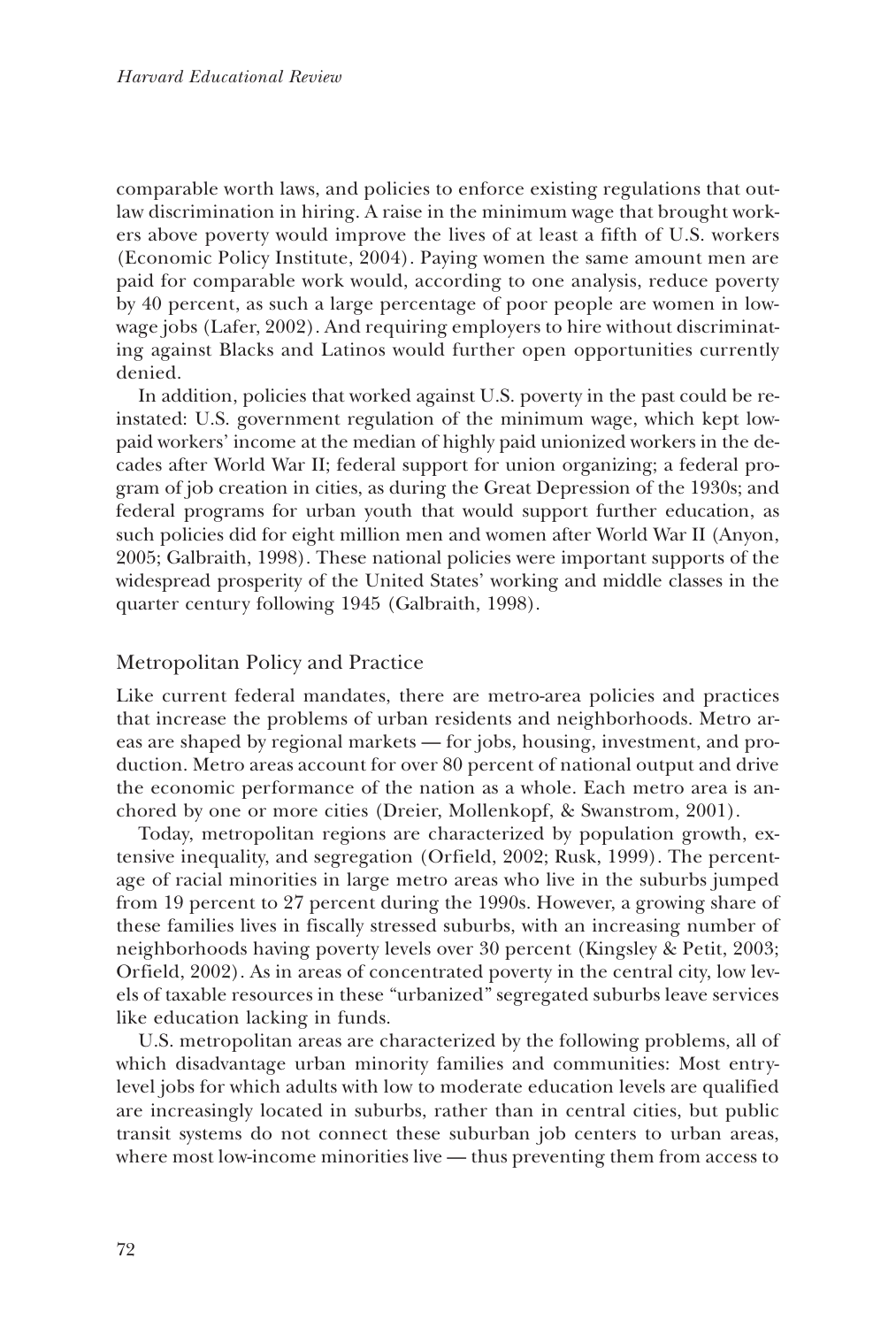comparable worth laws, and policies to enforce existing regulations that outlaw discrimination in hiring. A raise in the minimum wage that brought workers above poverty would improve the lives of at least a fifth of U.S. workers (Economic Policy Institute, 2004). Paying women the same amount men are paid for comparable work would, according to one analysis, reduce poverty by 40 percent, as such a large percentage of poor people are women in low-wage jobs (Lafer, 2002). And requiring employers to hire without discriminating against Blacks and Latinos would further open opportunities currently denied.

In addition, policies that worked against U.S. poverty in the past could be reinstated: U.S. government regulation of the minimum wage, which kept low-paid workers' income at the median of highly paid unionized workers in the decades after World War II; federal support for union organizing; a federal program of job creation in cities, as during the Great Depression of the 1930s; and federal programs for urban youth that would support further education, as such policies did for eight million men and women after World War II (Anyon, 2005; Galbraith, 1998). These national policies were important supports of the widespread prosperity of the United States' working and middle classes in the quarter century following 1945 (Galbraith, 1998).

## Metropolitan Policy and Practice

Like current federal mandates, there are metro-area policies and practices that increase the problems of urban residents and neighborhoods. Metro areas are shaped by regional markets — for jobs, housing, investment, and production. Metro areas account for over 80 percent of national output and drive the economic performance of the nation as a whole. Each metro area is anchored by one or more cities (Dreier, Mollenkopf, & Swanstrom, 2001).

Today, metropolitan regions are characterized by population growth, extensive inequality, and segregation (Orfield, 2002; Rusk, 1999). The percentage of racial minorities in large metro areas who live in the suburbs jumped from 19 percent to 27 percent during the 1990s. However, a growing share of these families lives in fiscally stressed suburbs, with an increasing number of neighborhoods having poverty levels over 30 percent (Kingsley & Petit, 2003; Orfield, 2002). As in areas of concentrated poverty in the central city, low levels of taxable resources in these "urbanized" segregated suburbs leave services like education lacking in funds.

U.S. metropolitan areas are characterized by the following problems, all of which disadvantage urban minority families and communities: Most entry-level jobs for which adults with low to moderate education levels are qualified are increasingly located in suburbs, rather than in central cities, but public transit systems do not connect these suburban job centers to urban areas, where most low-income minorities live — thus preventing them from access to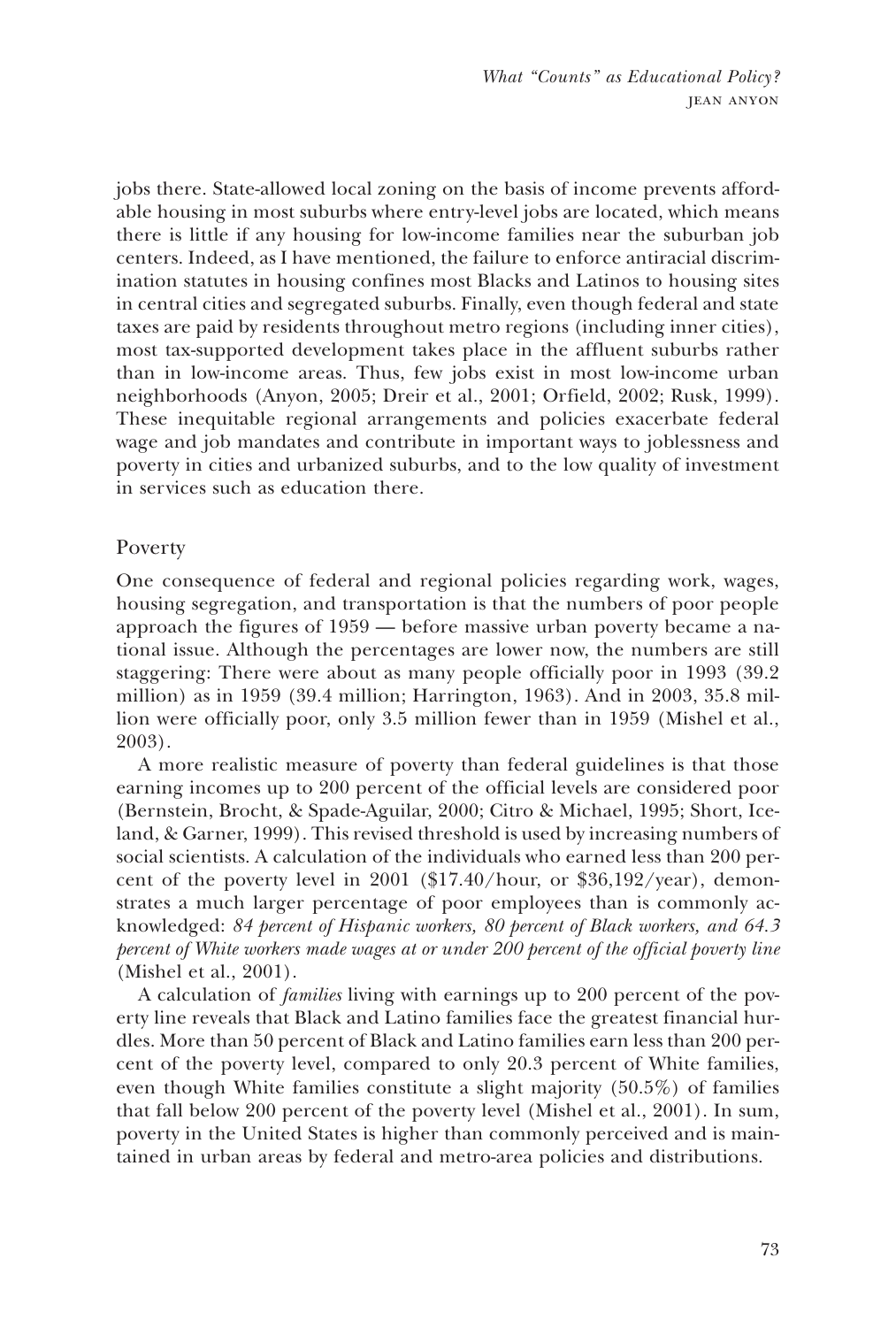jobs there. State-allowed local zoning on the basis of income prevents affordable housing in most suburbs where entry-level jobs are located, which means there is little if any housing for low-income families near the suburban job centers. Indeed, as I have mentioned, the failure to enforce antiracial discrimination statutes in housing confines most Blacks and Latinos to housing sites in central cities and segregated suburbs. Finally, even though federal and state taxes are paid by residents throughout metro regions (including inner cities), most tax-supported development takes place in the affluent suburbs rather than in low-income areas. Thus, few jobs exist in most low-income urban neighborhoods (Anyon, 2005; Dreir et al., 2001; Orfield, 2002; Rusk, 1999). These inequitable regional arrangements and policies exacerbate federal wage and job mandates and contribute in important ways to joblessness and poverty in cities and urbanized suburbs, and to the low quality of investment in services such as education there.

## Poverty

One consequence of federal and regional policies regarding work, wages, housing segregation, and transportation is that the numbers of poor people approach the figures of 1959 — before massive urban poverty became a national issue. Although the percentages are lower now, the numbers are still staggering: There were about as many people officially poor in 1993 (39.2 million) as in 1959 (39.4 million; Harrington, 1963). And in 2003, 35.8 million were officially poor, only 3.5 million fewer than in 1959 (Mishel et al., 2003).

A more realistic measure of poverty than federal guidelines is that those earning incomes up to 200 percent of the official levels are considered poor (Bernstein, Brocht, & Spade-Aguilar, 2000; Citro & Michael, 1995; Short, Iceland, & Garner, 1999). This revised threshold is used by increasing numbers of social scientists. A calculation of the individuals who earned less than 200 percent of the poverty level in 2001 ($17.40/hour, or $36,192/year), demonstrates a much larger percentage of poor employees than is commonly acknowledged: *84 percent of Hispanic workers, 80 percent of Black workers, and 64.3 percent of White workers made wages at or under 200 percent of the official poverty line* (Mishel et al., 2001).

A calculation of *families* living with earnings up to 200 percent of the poverty line reveals that Black and Latino families face the greatest financial hurdles. More than 50 percent of Black and Latino families earn less than 200 percent of the poverty level, compared to only 20.3 percent of White families, even though White families constitute a slight majority (50.5%) of families that fall below 200 percent of the poverty level (Mishel et al., 2001). In sum, poverty in the United States is higher than commonly perceived and is maintained in urban areas by federal and metro-area policies and distributions.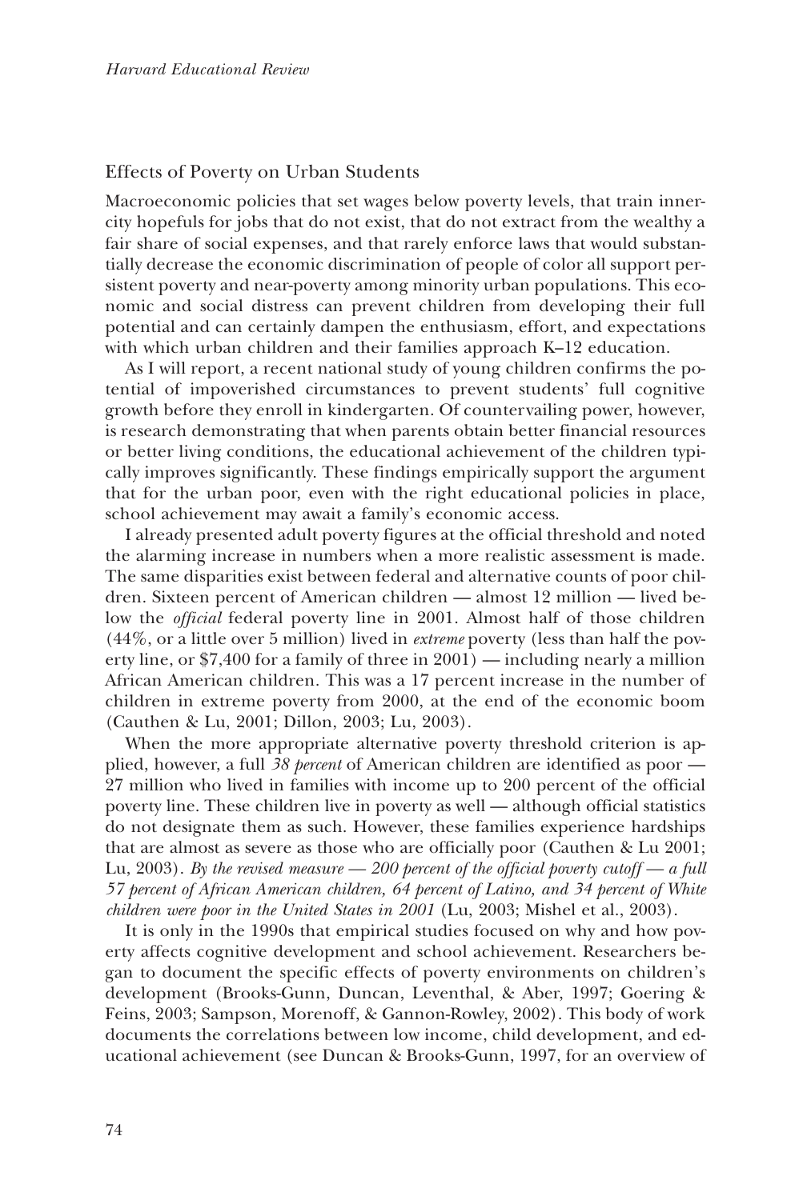## Effects of Poverty on Urban Students

Macroeconomic policies that set wages below poverty levels, that train inner-city hopefuls for jobs that do not exist, that do not extract from the wealthy a fair share of social expenses, and that rarely enforce laws that would substantially decrease the economic discrimination of people of color all support persistent poverty and near-poverty among minority urban populations. This economic and social distress can prevent children from developing their full potential and can certainly dampen the enthusiasm, effort, and expectations with which urban children and their families approach K–12 education.

As I will report, a recent national study of young children confirms the potential of impoverished circumstances to prevent students' full cognitive growth before they enroll in kindergarten. Of countervailing power, however, is research demonstrating that when parents obtain better financial resources or better living conditions, the educational achievement of the children typically improves significantly. These findings empirically support the argument that for the urban poor, even with the right educational policies in place, school achievement may await a family's economic access.

I already presented adult poverty figures at the official threshold and noted the alarming increase in numbers when a more realistic assessment is made. The same disparities exist between federal and alternative counts of poor children. Sixteen percent of American children — almost 12 million — lived below the *official* federal poverty line in 2001. Almost half of those children (44%, or a little over 5 million) lived in *extreme* poverty (less than half the poverty line, or $7,400 for a family of three in 2001) — including nearly a million African American children. This was a 17 percent increase in the number of children in extreme poverty from 2000, at the end of the economic boom (Cauthen & Lu, 2001; Dillon, 2003; Lu, 2003).

When the more appropriate alternative poverty threshold criterion is applied, however, a full *38 percent* of American children are identified as poor — 27 million who lived in families with income up to 200 percent of the official poverty line. These children live in poverty as well — although official statistics do not designate them as such. However, these families experience hardships that are almost as severe as those who are officially poor (Cauthen & Lu 2001; Lu, 2003). *By the revised measure — 200 percent of the official poverty cutoff — a full 57 percent of African American children, 64 percent of Latino, and 34 percent of White children were poor in the United States in 2001* (Lu, 2003; Mishel et al., 2003).

It is only in the 1990s that empirical studies focused on why and how poverty affects cognitive development and school achievement. Researchers began to document the specific effects of poverty environments on children's development (Brooks-Gunn, Duncan, Leventhal, & Aber, 1997; Goering & Feins, 2003; Sampson, Morenoff, & Gannon-Rowley, 2002). This body of work documents the correlations between low income, child development, and educational achievement (see Duncan & Brooks-Gunn, 1997, for an overview of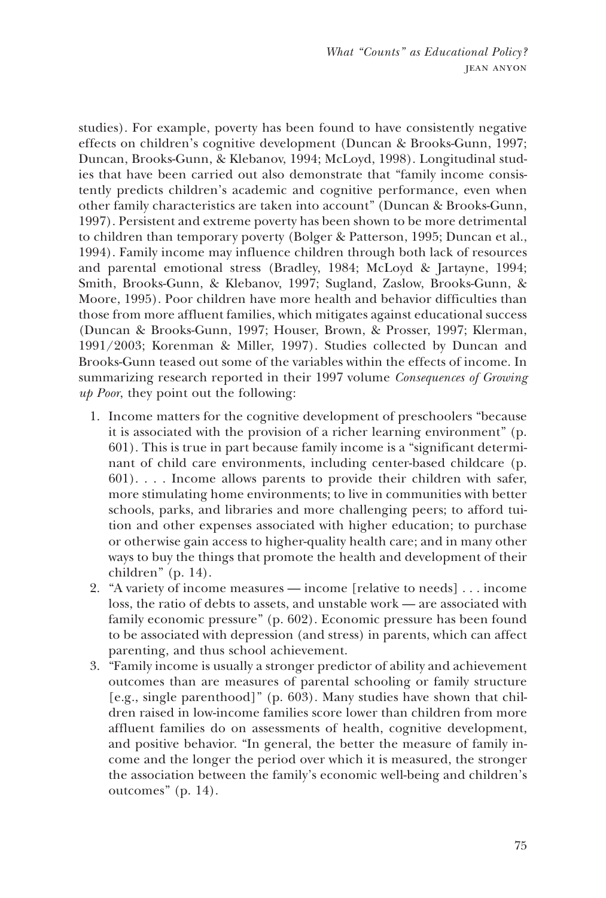studies). For example, poverty has been found to have consistently negative effects on children's cognitive development (Duncan & Brooks-Gunn, 1997; Duncan, Brooks-Gunn, & Klebanov, 1994; McLoyd, 1998). Longitudinal studies that have been carried out also demonstrate that "family income consistently predicts children's academic and cognitive performance, even when other family characteristics are taken into account" (Duncan & Brooks-Gunn, 1997). Persistent and extreme poverty has been shown to be more detrimental to children than temporary poverty (Bolger & Patterson, 1995; Duncan et al., 1994). Family income may influence children through both lack of resources and parental emotional stress (Bradley, 1984; McLoyd & Jartayne, 1994; Smith, Brooks-Gunn, & Klebanov, 1997; Sugland, Zaslow, Brooks-Gunn, & Moore, 1995). Poor children have more health and behavior difficulties than those from more affluent families, which mitigates against educational success (Duncan & Brooks-Gunn, 1997; Houser, Brown, & Prosser, 1997; Klerman, 1991/2003; Korenman & Miller, 1997). Studies collected by Duncan and Brooks-Gunn teased out some of the variables within the effects of income. In summarizing research reported in their 1997 volume *Consequences of Growing up Poor*, they point out the following:

1. Income matters for the cognitive development of preschoolers "because it is associated with the provision of a richer learning environment" (p. 601). This is true in part because family income is a "significant determinant of child care environments, including center-based childcare (p. 601). . . . Income allows parents to provide their children with safer, more stimulating home environments; to live in communities with better schools, parks, and libraries and more challenging peers; to afford tuition and other expenses associated with higher education; to purchase or otherwise gain access to higher-quality health care; and in many other ways to buy the things that promote the health and development of their children" (p. 14).
2. "A variety of income measures — income [relative to needs] . . . income loss, the ratio of debts to assets, and unstable work — are associated with family economic pressure" (p. 602). Economic pressure has been found to be associated with depression (and stress) in parents, which can affect parenting, and thus school achievement.
3. "Family income is usually a stronger predictor of ability and achievement outcomes than are measures of parental schooling or family structure [e.g., single parenthood]" (p. 603). Many studies have shown that children raised in low-income families score lower than children from more affluent families do on assessments of health, cognitive development, and positive behavior. "In general, the better the measure of family income and the longer the period over which it is measured, the stronger the association between the family's economic well-being and children's outcomes" (p. 14).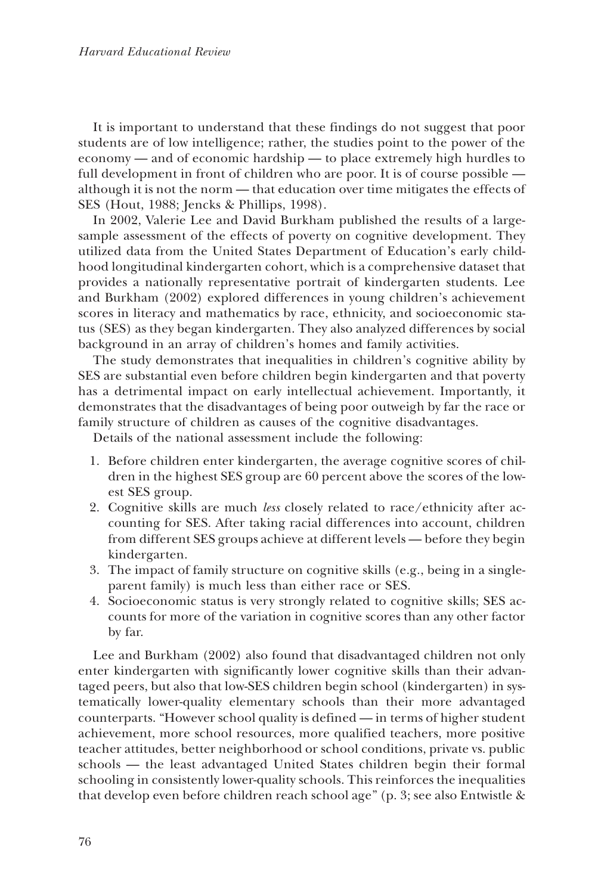It is important to understand that these findings do not suggest that poor students are of low intelligence; rather, the studies point to the power of the economy — and of economic hardship — to place extremely high hurdles to full development in front of children who are poor. It is of course possible — although it is not the norm — that education over time mitigates the effects of SES (Hout, 1988; Jencks & Phillips, 1998).

In 2002, Valerie Lee and David Burkham published the results of a large-sample assessment of the effects of poverty on cognitive development. They utilized data from the United States Department of Education's early childhood longitudinal kindergarten cohort, which is a comprehensive dataset that provides a nationally representative portrait of kindergarten students. Lee and Burkham (2002) explored differences in young children's achievement scores in literacy and mathematics by race, ethnicity, and socioeconomic status (SES) as they began kindergarten. They also analyzed differences by social background in an array of children's homes and family activities.

The study demonstrates that inequalities in children's cognitive ability by SES are substantial even before children begin kindergarten and that poverty has a detrimental impact on early intellectual achievement. Importantly, it demonstrates that the disadvantages of being poor outweigh by far the race or family structure of children as causes of the cognitive disadvantages.

Details of the national assessment include the following:

1. Before children enter kindergarten, the average cognitive scores of children in the highest SES group are 60 percent above the scores of the lowest SES group.
2. Cognitive skills are much *less* closely related to race/ethnicity after accounting for SES. After taking racial differences into account, children from different SES groups achieve at different levels — before they begin kindergarten.
3. The impact of family structure on cognitive skills (e.g., being in a single-parent family) is much less than either race or SES.
4. Socioeconomic status is very strongly related to cognitive skills; SES accounts for more of the variation in cognitive scores than any other factor by far.

Lee and Burkham (2002) also found that disadvantaged children not only enter kindergarten with significantly lower cognitive skills than their advantaged peers, but also that low-SES children begin school (kindergarten) in systematically lower-quality elementary schools than their more advantaged counterparts. "However school quality is defined — in terms of higher student achievement, more school resources, more qualified teachers, more positive teacher attitudes, better neighborhood or school conditions, private vs. public schools — the least advantaged United States children begin their formal schooling in consistently lower-quality schools. This reinforces the inequalities that develop even before children reach school age" (p. 3; see also Entwistle &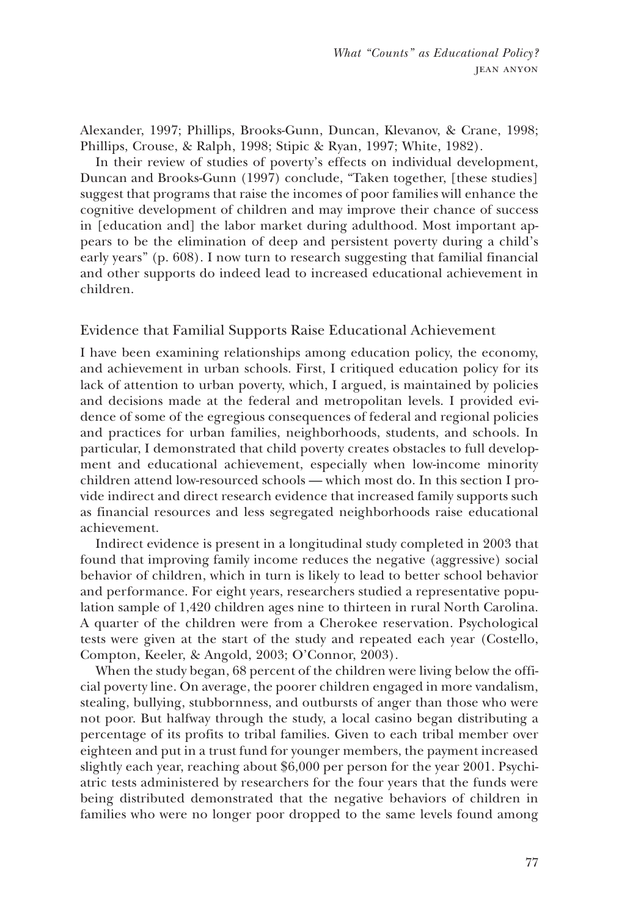Alexander, 1997; Phillips, Brooks-Gunn, Duncan, Klevanov, & Crane, 1998; Phillips, Crouse, & Ralph, 1998; Stipic & Ryan, 1997; White, 1982).

In their review of studies of poverty's effects on individual development, Duncan and Brooks-Gunn (1997) conclude, "Taken together, [these studies] suggest that programs that raise the incomes of poor families will enhance the cognitive development of children and may improve their chance of success in [education and] the labor market during adulthood. Most important appears to be the elimination of deep and persistent poverty during a child's early years" (p. 608). I now turn to research suggesting that familial financial and other supports do indeed lead to increased educational achievement in children.

## Evidence that Familial Supports Raise Educational Achievement

I have been examining relationships among education policy, the economy, and achievement in urban schools. First, I critiqued education policy for its lack of attention to urban poverty, which, I argued, is maintained by policies and decisions made at the federal and metropolitan levels. I provided evidence of some of the egregious consequences of federal and regional policies and practices for urban families, neighborhoods, students, and schools. In particular, I demonstrated that child poverty creates obstacles to full development and educational achievement, especially when low-income minority children attend low-resourced schools — which most do. In this section I provide indirect and direct research evidence that increased family supports such as financial resources and less segregated neighborhoods raise educational achievement.

Indirect evidence is present in a longitudinal study completed in 2003 that found that improving family income reduces the negative (aggressive) social behavior of children, which in turn is likely to lead to better school behavior and performance. For eight years, researchers studied a representative population sample of 1,420 children ages nine to thirteen in rural North Carolina. A quarter of the children were from a Cherokee reservation. Psychological tests were given at the start of the study and repeated each year (Costello, Compton, Keeler, & Angold, 2003; O'Connor, 2003).

When the study began, 68 percent of the children were living below the official poverty line. On average, the poorer children engaged in more vandalism, stealing, bullying, stubbornness, and outbursts of anger than those who were not poor. But halfway through the study, a local casino began distributing a percentage of its profits to tribal families. Given to each tribal member over eighteen and put in a trust fund for younger members, the payment increased slightly each year, reaching about $6,000 per person for the year 2001. Psychiatric tests administered by researchers for the four years that the funds were being distributed demonstrated that the negative behaviors of children in families who were no longer poor dropped to the same levels found among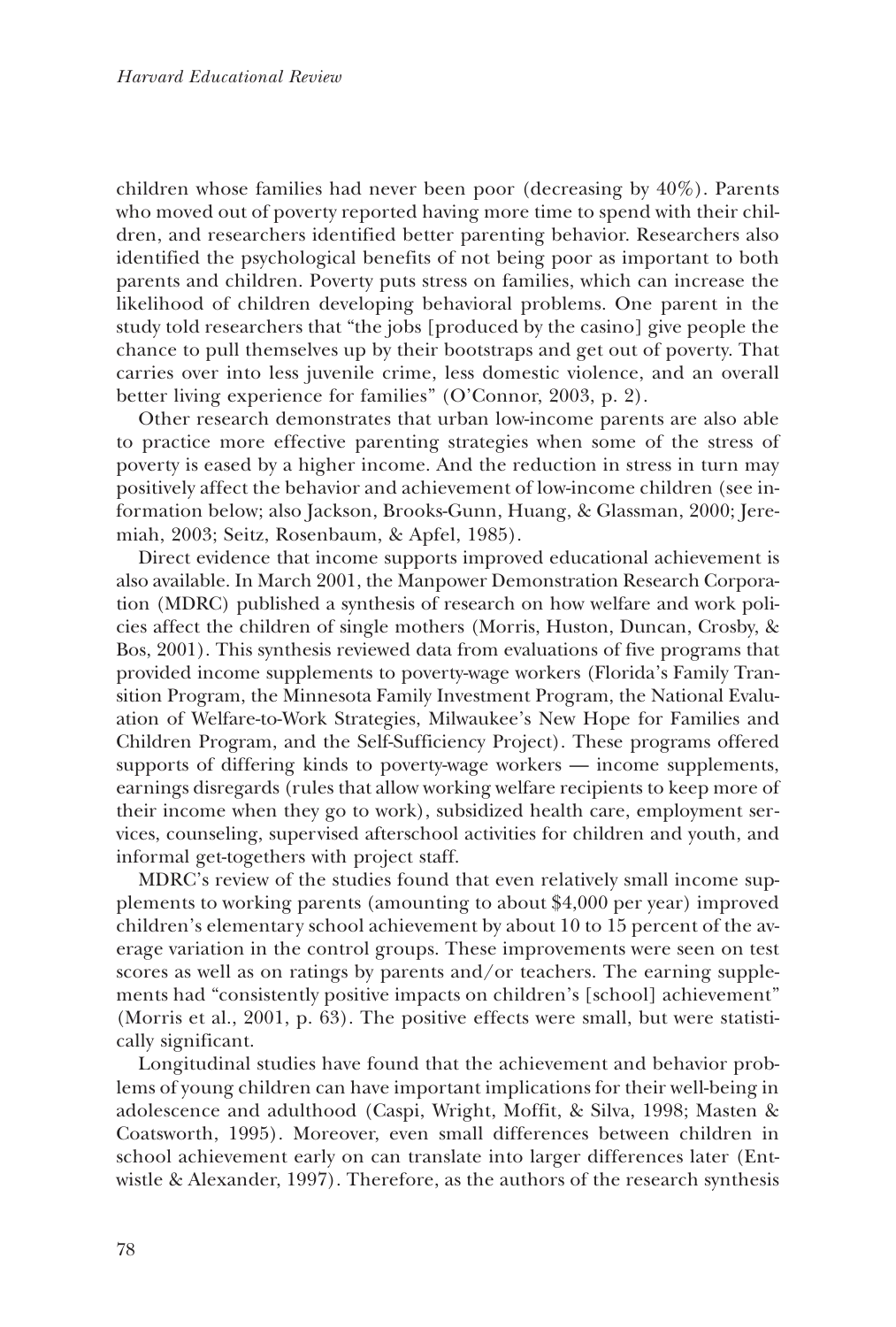children whose families had never been poor (decreasing by 40%). Parents who moved out of poverty reported having more time to spend with their children, and researchers identified better parenting behavior. Researchers also identified the psychological benefits of not being poor as important to both parents and children. Poverty puts stress on families, which can increase the likelihood of children developing behavioral problems. One parent in the study told researchers that "the jobs [produced by the casino] give people the chance to pull themselves up by their bootstraps and get out of poverty. That carries over into less juvenile crime, less domestic violence, and an overall better living experience for families" (O'Connor, 2003, p. 2).

Other research demonstrates that urban low-income parents are also able to practice more effective parenting strategies when some of the stress of poverty is eased by a higher income. And the reduction in stress in turn may positively affect the behavior and achievement of low-income children (see information below; also Jackson, Brooks-Gunn, Huang, & Glassman, 2000; Jeremiah, 2003; Seitz, Rosenbaum, & Apfel, 1985).

Direct evidence that income supports improved educational achievement is also available. In March 2001, the Manpower Demonstration Research Corporation (MDRC) published a synthesis of research on how welfare and work policies affect the children of single mothers (Morris, Huston, Duncan, Crosby, & Bos, 2001). This synthesis reviewed data from evaluations of five programs that provided income supplements to poverty-wage workers (Florida's Family Transition Program, the Minnesota Family Investment Program, the National Evaluation of Welfare-to-Work Strategies, Milwaukee's New Hope for Families and Children Program, and the Self-Sufficiency Project). These programs offered supports of differing kinds to poverty-wage workers — income supplements, earnings disregards (rules that allow working welfare recipients to keep more of their income when they go to work), subsidized health care, employment services, counseling, supervised afterschool activities for children and youth, and informal get-togethers with project staff.

MDRC's review of the studies found that even relatively small income supplements to working parents (amounting to about $4,000 per year) improved children's elementary school achievement by about 10 to 15 percent of the average variation in the control groups. These improvements were seen on test scores as well as on ratings by parents and/or teachers. The earning supplements had "consistently positive impacts on children's [school] achievement" (Morris et al., 2001, p. 63). The positive effects were small, but were statistically significant.

Longitudinal studies have found that the achievement and behavior problems of young children can have important implications for their well-being in adolescence and adulthood (Caspi, Wright, Moffit, & Silva, 1998; Masten & Coatsworth, 1995). Moreover, even small differences between children in school achievement early on can translate into larger differences later (Entwistle & Alexander, 1997). Therefore, as the authors of the research synthesis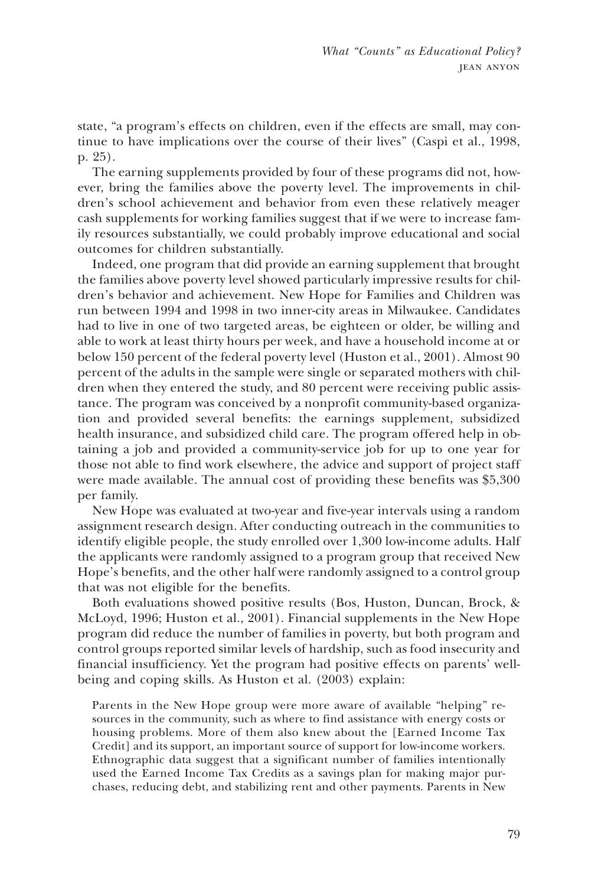state, "a program's effects on children, even if the effects are small, may continue to have implications over the course of their lives" (Caspi et al., 1998, p. 25).

The earning supplements provided by four of these programs did not, however, bring the families above the poverty level. The improvements in children's school achievement and behavior from even these relatively meager cash supplements for working families suggest that if we were to increase family resources substantially, we could probably improve educational and social outcomes for children substantially.

Indeed, one program that did provide an earning supplement that brought the families above poverty level showed particularly impressive results for children's behavior and achievement. New Hope for Families and Children was run between 1994 and 1998 in two inner-city areas in Milwaukee. Candidates had to live in one of two targeted areas, be eighteen or older, be willing and able to work at least thirty hours per week, and have a household income at or below 150 percent of the federal poverty level (Huston et al., 2001). Almost 90 percent of the adults in the sample were single or separated mothers with children when they entered the study, and 80 percent were receiving public assistance. The program was conceived by a nonprofit community-based organization and provided several benefits: the earnings supplement, subsidized health insurance, and subsidized child care. The program offered help in obtaining a job and provided a community-service job for up to one year for those not able to find work elsewhere, the advice and support of project staff were made available. The annual cost of providing these benefits was $5,300 per family.

New Hope was evaluated at two-year and five-year intervals using a random assignment research design. After conducting outreach in the communities to identify eligible people, the study enrolled over 1,300 low-income adults. Half the applicants were randomly assigned to a program group that received New Hope's benefits, and the other half were randomly assigned to a control group that was not eligible for the benefits.

Both evaluations showed positive results (Bos, Huston, Duncan, Brock, & McLoyd, 1996; Huston et al., 2001). Financial supplements in the New Hope program did reduce the number of families in poverty, but both program and control groups reported similar levels of hardship, such as food insecurity and financial insufficiency. Yet the program had positive effects on parents' wellbeing and coping skills. As Huston et al. (2003) explain:

> Parents in the New Hope group were more aware of available "helping" resources in the community, such as where to find assistance with energy costs or housing problems. More of them also knew about the [Earned Income Tax Credit] and its support, an important source of support for low-income workers. Ethnographic data suggest that a significant number of families intentionally used the Earned Income Tax Credits as a savings plan for making major purchases, reducing debt, and stabilizing rent and other payments. Parents in New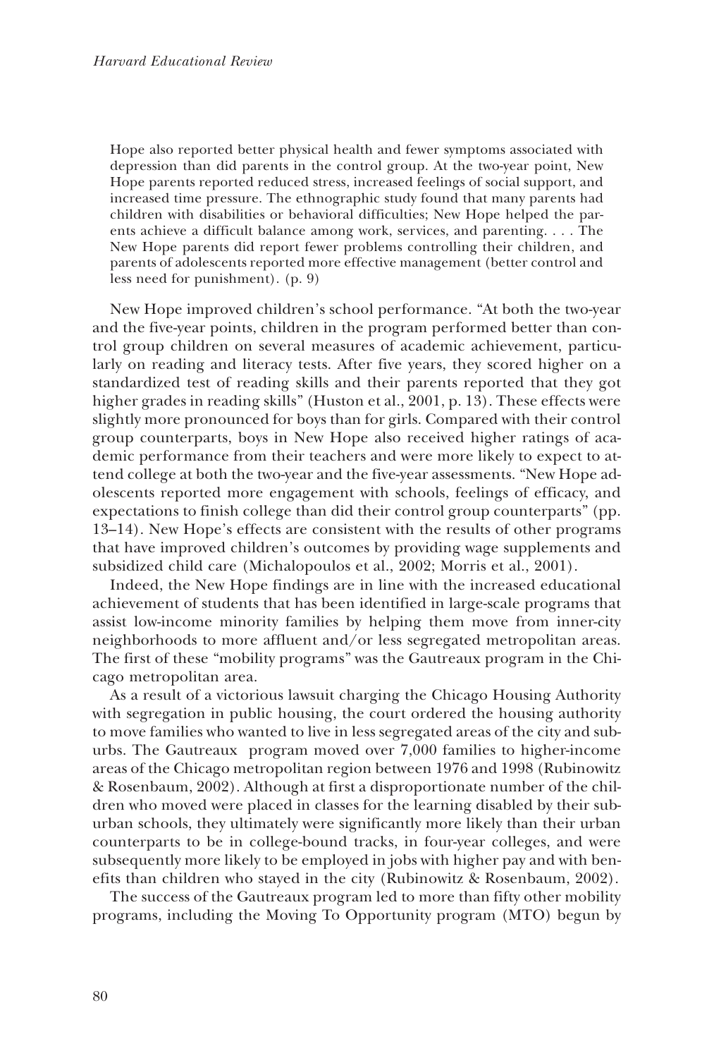> Hope also reported better physical health and fewer symptoms associated with depression than did parents in the control group. At the two-year point, New Hope parents reported reduced stress, increased feelings of social support, and increased time pressure. The ethnographic study found that many parents had children with disabilities or behavioral difficulties; New Hope helped the parents achieve a difficult balance among work, services, and parenting. . . . The New Hope parents did report fewer problems controlling their children, and parents of adolescents reported more effective management (better control and less need for punishment). (p. 9)

New Hope improved children's school performance. "At both the two-year and the five-year points, children in the program performed better than control group children on several measures of academic achievement, particularly on reading and literacy tests. After five years, they scored higher on a standardized test of reading skills and their parents reported that they got higher grades in reading skills" (Huston et al., 2001, p. 13). These effects were slightly more pronounced for boys than for girls. Compared with their control group counterparts, boys in New Hope also received higher ratings of academic performance from their teachers and were more likely to expect to attend college at both the two-year and the five-year assessments. "New Hope adolescents reported more engagement with schools, feelings of efficacy, and expectations to finish college than did their control group counterparts" (pp. 13–14). New Hope's effects are consistent with the results of other programs that have improved children's outcomes by providing wage supplements and subsidized child care (Michalopoulos et al., 2002; Morris et al., 2001).

Indeed, the New Hope findings are in line with the increased educational achievement of students that has been identified in large-scale programs that assist low-income minority families by helping them move from inner-city neighborhoods to more affluent and/or less segregated metropolitan areas. The first of these "mobility programs" was the Gautreaux program in the Chicago metropolitan area.

As a result of a victorious lawsuit charging the Chicago Housing Authority with segregation in public housing, the court ordered the housing authority to move families who wanted to live in less segregated areas of the city and suburbs. The Gautreaux program moved over 7,000 families to higher-income areas of the Chicago metropolitan region between 1976 and 1998 (Rubinowitz & Rosenbaum, 2002). Although at first a disproportionate number of the children who moved were placed in classes for the learning disabled by their suburban schools, they ultimately were significantly more likely than their urban counterparts to be in college-bound tracks, in four-year colleges, and were subsequently more likely to be employed in jobs with higher pay and with benefits than children who stayed in the city (Rubinowitz & Rosenbaum, 2002).

The success of the Gautreaux program led to more than fifty other mobility programs, including the Moving To Opportunity program (MTO) begun by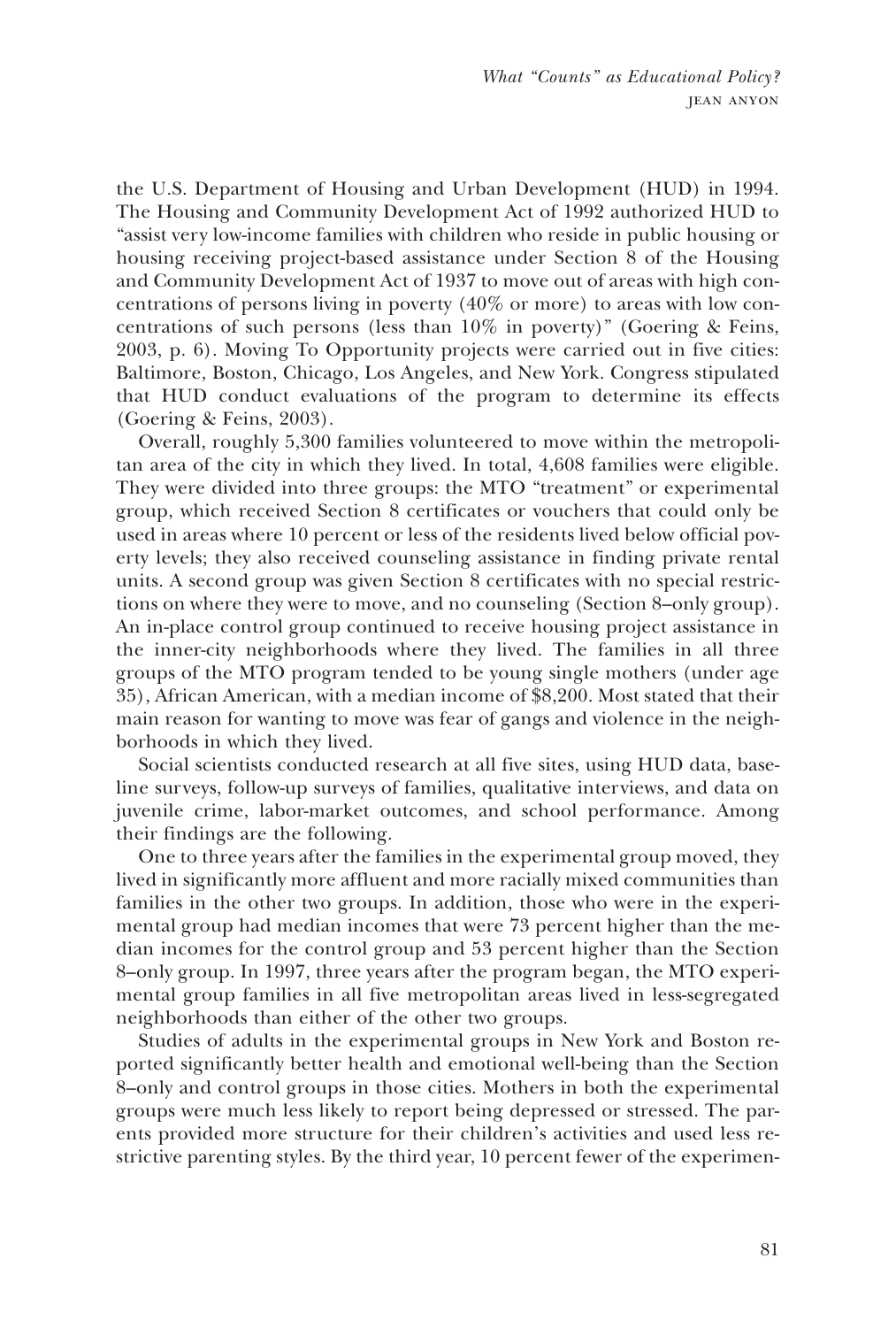the U.S. Department of Housing and Urban Development (HUD) in 1994. The Housing and Community Development Act of 1992 authorized HUD to "assist very low-income families with children who reside in public housing or housing receiving project-based assistance under Section 8 of the Housing and Community Development Act of 1937 to move out of areas with high concentrations of persons living in poverty (40% or more) to areas with low concentrations of such persons (less than 10% in poverty)" (Goering & Feins, 2003, p. 6). Moving To Opportunity projects were carried out in five cities: Baltimore, Boston, Chicago, Los Angeles, and New York. Congress stipulated that HUD conduct evaluations of the program to determine its effects (Goering & Feins, 2003).

Overall, roughly 5,300 families volunteered to move within the metropolitan area of the city in which they lived. In total, 4,608 families were eligible. They were divided into three groups: the MTO "treatment" or experimental group, which received Section 8 certificates or vouchers that could only be used in areas where 10 percent or less of the residents lived below official poverty levels; they also received counseling assistance in finding private rental units. A second group was given Section 8 certificates with no special restrictions on where they were to move, and no counseling (Section 8–only group). An in-place control group continued to receive housing project assistance in the inner-city neighborhoods where they lived. The families in all three groups of the MTO program tended to be young single mothers (under age 35), African American, with a median income of $8,200. Most stated that their main reason for wanting to move was fear of gangs and violence in the neighborhoods in which they lived.

Social scientists conducted research at all five sites, using HUD data, baseline surveys, follow-up surveys of families, qualitative interviews, and data on juvenile crime, labor-market outcomes, and school performance. Among their findings are the following.

One to three years after the families in the experimental group moved, they lived in significantly more affluent and more racially mixed communities than families in the other two groups. In addition, those who were in the experimental group had median incomes that were 73 percent higher than the median incomes for the control group and 53 percent higher than the Section 8–only group. In 1997, three years after the program began, the MTO experimental group families in all five metropolitan areas lived in less-segregated neighborhoods than either of the other two groups.

Studies of adults in the experimental groups in New York and Boston reported significantly better health and emotional well-being than the Section 8–only and control groups in those cities. Mothers in both the experimental groups were much less likely to report being depressed or stressed. The parents provided more structure for their children's activities and used less restrictive parenting styles. By the third year, 10 percent fewer of the experimen-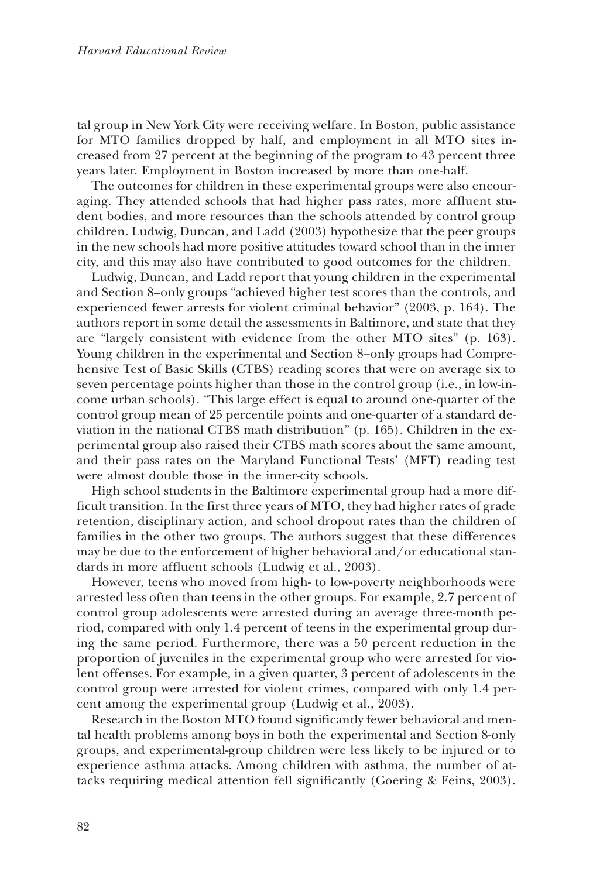tal group in New York City were receiving welfare. In Boston, public assistance for MTO families dropped by half, and employment in all MTO sites increased from 27 percent at the beginning of the program to 43 percent three years later. Employment in Boston increased by more than one-half.

The outcomes for children in these experimental groups were also encouraging. They attended schools that had higher pass rates, more affluent student bodies, and more resources than the schools attended by control group children. Ludwig, Duncan, and Ladd (2003) hypothesize that the peer groups in the new schools had more positive attitudes toward school than in the inner city, and this may also have contributed to good outcomes for the children.

Ludwig, Duncan, and Ladd report that young children in the experimental and Section 8–only groups "achieved higher test scores than the controls, and experienced fewer arrests for violent criminal behavior" (2003, p. 164). The authors report in some detail the assessments in Baltimore, and state that they are "largely consistent with evidence from the other MTO sites" (p. 163). Young children in the experimental and Section 8–only groups had Comprehensive Test of Basic Skills (CTBS) reading scores that were on average six to seven percentage points higher than those in the control group (i.e., in low-income urban schools). "This large effect is equal to around one-quarter of the control group mean of 25 percentile points and one-quarter of a standard deviation in the national CTBS math distribution" (p. 165). Children in the experimental group also raised their CTBS math scores about the same amount, and their pass rates on the Maryland Functional Tests' (MFT) reading test were almost double those in the inner-city schools.

High school students in the Baltimore experimental group had a more difficult transition. In the first three years of MTO, they had higher rates of grade retention, disciplinary action, and school dropout rates than the children of families in the other two groups. The authors suggest that these differences may be due to the enforcement of higher behavioral and/or educational standards in more affluent schools (Ludwig et al., 2003).

However, teens who moved from high- to low-poverty neighborhoods were arrested less often than teens in the other groups. For example, 2.7 percent of control group adolescents were arrested during an average three-month period, compared with only 1.4 percent of teens in the experimental group during the same period. Furthermore, there was a 50 percent reduction in the proportion of juveniles in the experimental group who were arrested for violent offenses. For example, in a given quarter, 3 percent of adolescents in the control group were arrested for violent crimes, compared with only 1.4 percent among the experimental group (Ludwig et al., 2003).

Research in the Boston MTO found significantly fewer behavioral and mental health problems among boys in both the experimental and Section 8-only groups, and experimental-group children were less likely to be injured or to experience asthma attacks. Among children with asthma, the number of attacks requiring medical attention fell significantly (Goering & Feins, 2003).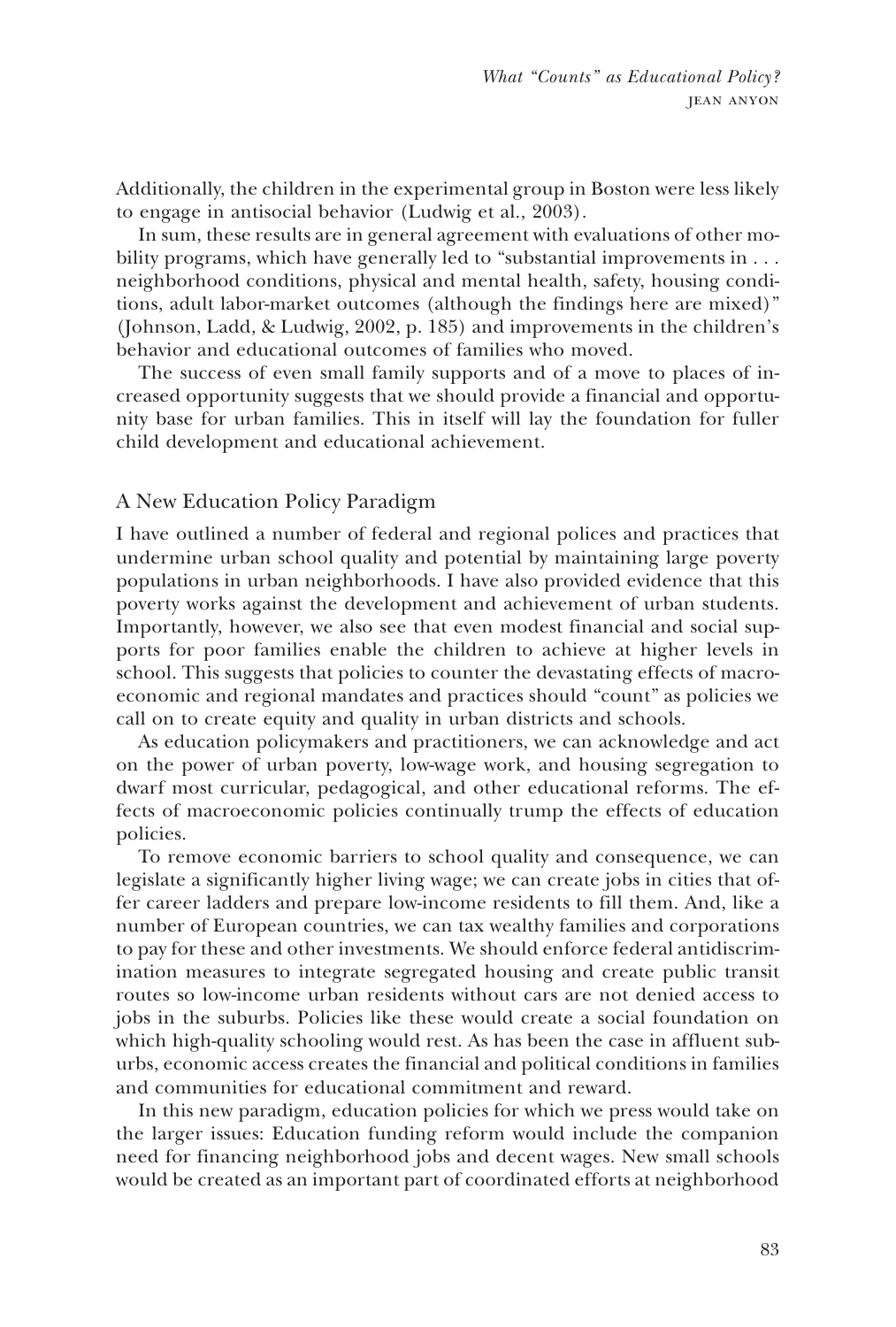Additionally, the children in the experimental group in Boston were less likely to engage in antisocial behavior (Ludwig et al., 2003).

In sum, these results are in general agreement with evaluations of other mobility programs, which have generally led to "substantial improvements in . . . neighborhood conditions, physical and mental health, safety, housing conditions, adult labor-market outcomes (although the findings here are mixed)" (Johnson, Ladd, & Ludwig, 2002, p. 185) and improvements in the children's behavior and educational outcomes of families who moved.

The success of even small family supports and of a move to places of increased opportunity suggests that we should provide a financial and opportunity base for urban families. This in itself will lay the foundation for fuller child development and educational achievement.

## A New Education Policy Paradigm

I have outlined a number of federal and regional polices and practices that undermine urban school quality and potential by maintaining large poverty populations in urban neighborhoods. I have also provided evidence that this poverty works against the development and achievement of urban students. Importantly, however, we also see that even modest financial and social supports for poor families enable the children to achieve at higher levels in school. This suggests that policies to counter the devastating effects of macroeconomic and regional mandates and practices should "count" as policies we call on to create equity and quality in urban districts and schools.

As education policymakers and practitioners, we can acknowledge and act on the power of urban poverty, low-wage work, and housing segregation to dwarf most curricular, pedagogical, and other educational reforms. The effects of macroeconomic policies continually trump the effects of education policies.

To remove economic barriers to school quality and consequence, we can legislate a significantly higher living wage; we can create jobs in cities that offer career ladders and prepare low-income residents to fill them. And, like a number of European countries, we can tax wealthy families and corporations to pay for these and other investments. We should enforce federal antidiscrimination measures to integrate segregated housing and create public transit routes so low-income urban residents without cars are not denied access to jobs in the suburbs. Policies like these would create a social foundation on which high-quality schooling would rest. As has been the case in affluent suburbs, economic access creates the financial and political conditions in families and communities for educational commitment and reward.

In this new paradigm, education policies for which we press would take on the larger issues: Education funding reform would include the companion need for financing neighborhood jobs and decent wages. New small schools would be created as an important part of coordinated efforts at neighborhood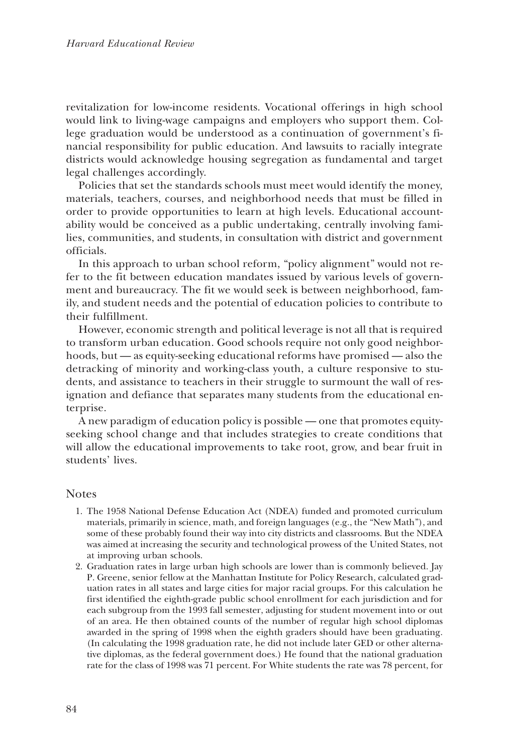revitalization for low-income residents. Vocational offerings in high school would link to living-wage campaigns and employers who support them. College graduation would be understood as a continuation of government's financial responsibility for public education. And lawsuits to racially integrate districts would acknowledge housing segregation as fundamental and target legal challenges accordingly.

Policies that set the standards schools must meet would identify the money, materials, teachers, courses, and neighborhood needs that must be filled in order to provide opportunities to learn at high levels. Educational accountability would be conceived as a public undertaking, centrally involving families, communities, and students, in consultation with district and government officials.

In this approach to urban school reform, "policy alignment" would not refer to the fit between education mandates issued by various levels of government and bureaucracy. The fit we would seek is between neighborhood, family, and student needs and the potential of education policies to contribute to their fulfillment.

However, economic strength and political leverage is not all that is required to transform urban education. Good schools require not only good neighborhoods, but — as equity-seeking educational reforms have promised — also the detracking of minority and working-class youth, a culture responsive to students, and assistance to teachers in their struggle to surmount the wall of resignation and defiance that separates many students from the educational enterprise.

A new paradigm of education policy is possible — one that promotes equity-seeking school change and that includes strategies to create conditions that will allow the educational improvements to take root, grow, and bear fruit in students' lives.

## Notes

1. The 1958 National Defense Education Act (NDEA) funded and promoted curriculum materials, primarily in science, math, and foreign languages (e.g., the "New Math"), and some of these probably found their way into city districts and classrooms. But the NDEA was aimed at increasing the security and technological prowess of the United States, not at improving urban schools.
2. Graduation rates in large urban high schools are lower than is commonly believed. Jay P. Greene, senior fellow at the Manhattan Institute for Policy Research, calculated graduation rates in all states and large cities for major racial groups. For this calculation he first identified the eighth-grade public school enrollment for each jurisdiction and for each subgroup from the 1993 fall semester, adjusting for student movement into or out of an area. He then obtained counts of the number of regular high school diplomas awarded in the spring of 1998 when the eighth graders should have been graduating. (In calculating the 1998 graduation rate, he did not include later GED or other alternative diplomas, as the federal government does.) He found that the national graduation rate for the class of 1998 was 71 percent. For White students the rate was 78 percent, for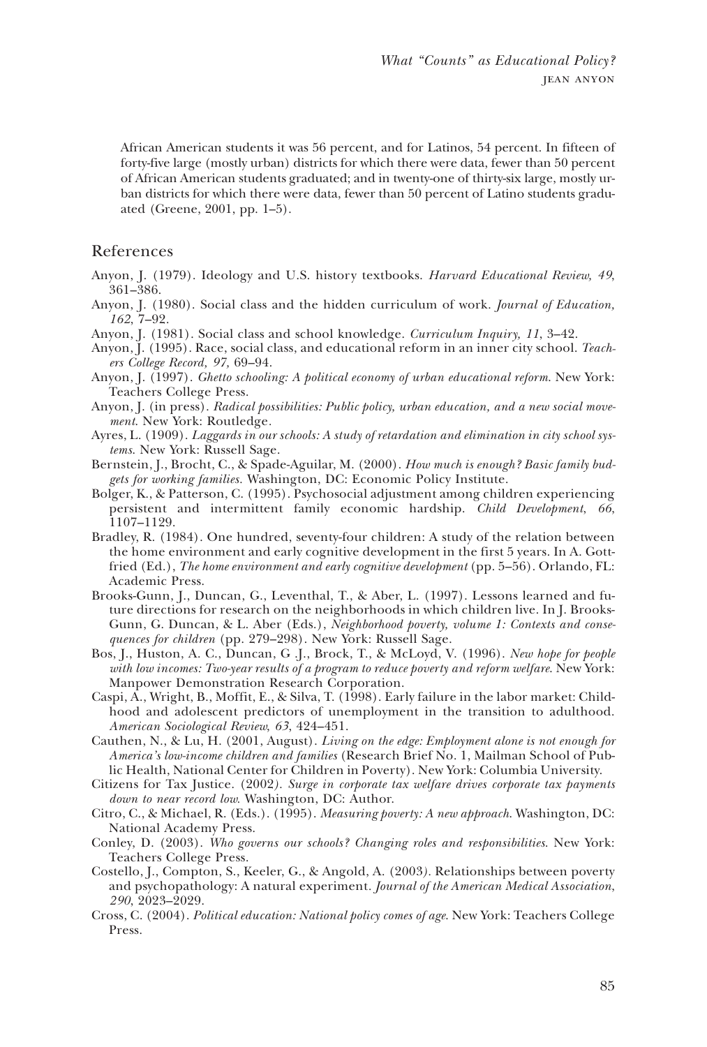African American students it was 56 percent, and for Latinos, 54 percent. In fifteen of forty-five large (mostly urban) districts for which there were data, fewer than 50 percent of African American students graduated; and in twenty-one of thirty-six large, mostly urban districts for which there were data, fewer than 50 percent of Latino students graduated (Greene, 2001, pp. 1–5).

## References

Anyon, J. (1979). Ideology and U.S. history textbooks. *Harvard Educational Review, 49*, 361–386.

Anyon, J. (1980). Social class and the hidden curriculum of work. *Journal of Education, 162*, 7–92.

Anyon, J. (1981). Social class and school knowledge. *Curriculum Inquiry, 11*, 3–42.

Anyon, J. (1995). Race, social class, and educational reform in an inner city school. *Teachers College Record, 97*, 69–94.

Anyon, J. (1997). *Ghetto schooling: A political economy of urban educational reform*. New York: Teachers College Press.

Anyon, J. (in press). *Radical possibilities: Public policy, urban education, and a new social movement*. New York: Routledge.

Ayres, L. (1909). *Laggards in our schools: A study of retardation and elimination in city school systems*. New York: Russell Sage.

Bernstein, J., Brocht, C., & Spade-Aguilar, M. (2000). *How much is enough? Basic family budgets for working families*. Washington, DC: Economic Policy Institute.

Bolger, K., & Patterson, C. (1995). Psychosocial adjustment among children experiencing persistent and intermittent family economic hardship. *Child Development, 66*, 1107–1129.

Bradley, R. (1984). One hundred, seventy-four children: A study of the relation between the home environment and early cognitive development in the first 5 years. In A. Gottfried (Ed.), *The home environment and early cognitive development* (pp. 5–56). Orlando, FL: Academic Press.

Brooks-Gunn, J., Duncan, G., Leventhal, T., & Aber, L. (1997). Lessons learned and future directions for research on the neighborhoods in which children live. In J. Brooks-Gunn, G. Duncan, & L. Aber (Eds.), *Neighborhood poverty, volume 1: Contexts and consequences for children* (pp. 279–298). New York: Russell Sage.

Bos, J., Huston, A. C., Duncan, G .J., Brock, T., & McLoyd, V. (1996). *New hope for people with low incomes: Two-year results of a program to reduce poverty and reform welfare*. New York: Manpower Demonstration Research Corporation.

Caspi, A., Wright, B., Moffit, E., & Silva, T. (1998). Early failure in the labor market: Childhood and adolescent predictors of unemployment in the transition to adulthood. *American Sociological Review, 63*, 424–451.

Cauthen, N., & Lu, H. (2001, August). *Living on the edge: Employment alone is not enough for America's low-income children and families* (Research Brief No. 1, Mailman School of Public Health, National Center for Children in Poverty). New York: Columbia University.

Citizens for Tax Justice. (2002). *Surge in corporate tax welfare drives corporate tax payments down to near record low*. Washington, DC: Author.

Citro, C., & Michael, R. (Eds.). (1995). *Measuring poverty: A new approach*. Washington, DC: National Academy Press.

Conley, D. (2003). *Who governs our schools? Changing roles and responsibilities*. New York: Teachers College Press.

Costello, J., Compton, S., Keeler, G., & Angold, A. (2003). Relationships between poverty and psychopathology: A natural experiment. *Journal of the American Medical Association, 290*, 2023–2029.

Cross, C. (2004). *Political education: National policy comes of age*. New York: Teachers College Press.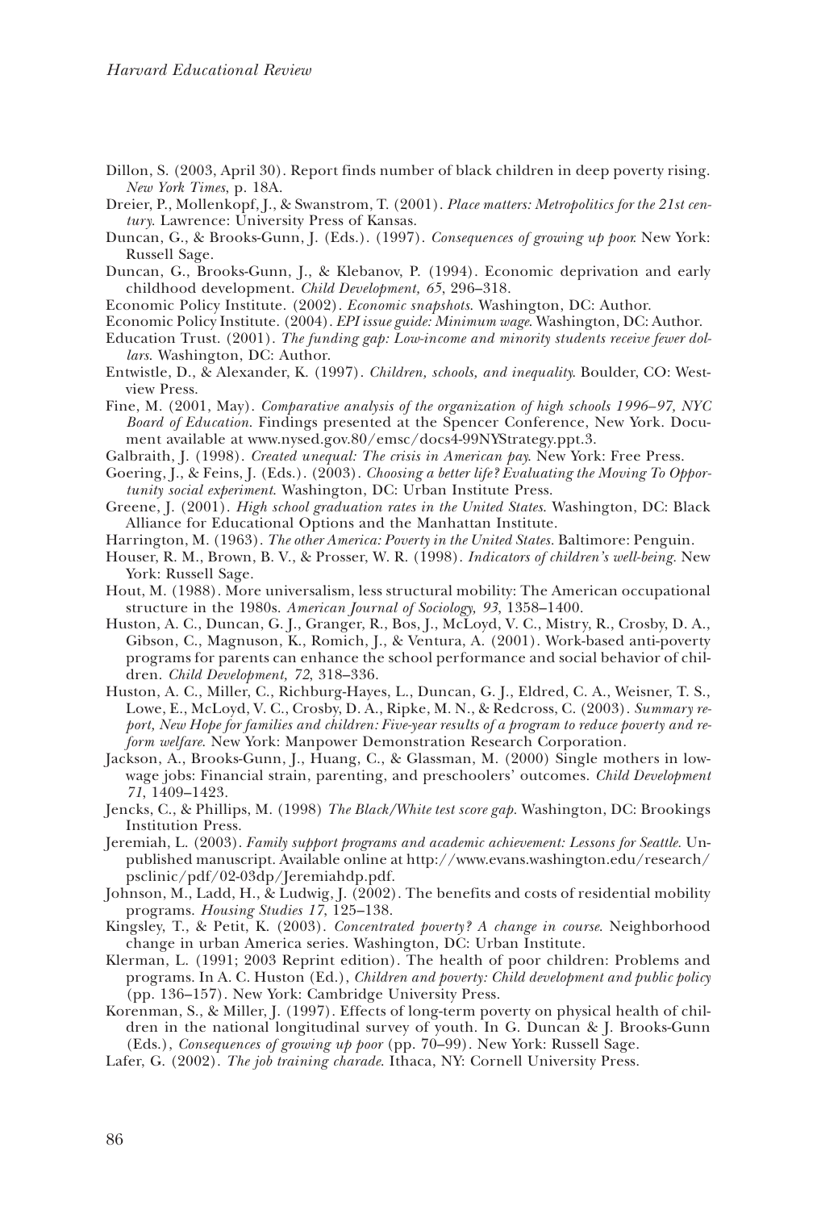Dillon, S. (2003, April 30). Report finds number of black children in deep poverty rising. *New York Times*, p. 18A.

Dreier, P., Mollenkopf, J., & Swanstrom, T. (2001). *Place matters: Metropolitics for the 21st century.* Lawrence: University Press of Kansas.

Duncan, G., & Brooks-Gunn, J. (Eds.). (1997). *Consequences of growing up poor.* New York: Russell Sage.

Duncan, G., Brooks-Gunn, J., & Klebanov, P. (1994). Economic deprivation and early childhood development. *Child Development, 65*, 296–318.

Economic Policy Institute. (2002). *Economic snapshots*. Washington, DC: Author.

Economic Policy Institute. (2004). *EPI issue guide: Minimum wage*. Washington, DC: Author.

Education Trust. (2001). *The funding gap: Low-income and minority students receive fewer dollars*. Washington, DC: Author.

Entwistle, D., & Alexander, K. (1997). *Children, schools, and inequality.* Boulder, CO: Westview Press.

Fine, M. (2001, May). *Comparative analysis of the organization of high schools 1996–97, NYC Board of Education*. Findings presented at the Spencer Conference, New York. Document available at www.nysed.gov.80/emsc/docs4-99NYStrategy.ppt.3.

Galbraith, J. (1998). *Created unequal: The crisis in American pay.* New York: Free Press.

Goering, J., & Feins, J. (Eds.). (2003). *Choosing a better life? Evaluating the Moving To Opportunity social experiment*. Washington, DC: Urban Institute Press.

Greene, J. (2001). *High school graduation rates in the United States*. Washington, DC: Black Alliance for Educational Options and the Manhattan Institute.

Harrington, M. (1963). *The other America: Poverty in the United States*. Baltimore: Penguin.

Houser, R. M., Brown, B. V., & Prosser, W. R. (1998). *Indicators of children's well-being.* New York: Russell Sage.

Hout, M. (1988). More universalism, less structural mobility: The American occupational structure in the 1980s. *American Journal of Sociology, 93*, 1358–1400.

Huston, A. C., Duncan, G. J., Granger, R., Bos, J., McLoyd, V. C., Mistry, R., Crosby, D. A., Gibson, C., Magnuson, K., Romich, J., & Ventura, A. (2001). Work-based anti-poverty programs for parents can enhance the school performance and social behavior of children. *Child Development, 72*, 318–336.

Huston, A. C., Miller, C., Richburg-Hayes, L., Duncan, G. J., Eldred, C. A., Weisner, T. S., Lowe, E., McLoyd, V. C., Crosby, D. A., Ripke, M. N., & Redcross, C. (2003). *Summary report, New Hope for families and children: Five-year results of a program to reduce poverty and reform welfare*. New York: Manpower Demonstration Research Corporation.

Jackson, A., Brooks-Gunn, J., Huang, C., & Glassman, M. (2000) Single mothers in low-wage jobs: Financial strain, parenting, and preschoolers' outcomes. *Child Development 71*, 1409–1423.

Jencks, C., & Phillips, M. (1998) *The Black/White test score gap.* Washington, DC: Brookings Institution Press.

Jeremiah, L. (2003). *Family support programs and academic achievement: Lessons for Seattle*. Unpublished manuscript. Available online at http://www.evans.washington.edu/research/psclinic/pdf/02-03dp/Jeremiahdp.pdf.

Johnson, M., Ladd, H., & Ludwig, J. (2002). The benefits and costs of residential mobility programs. *Housing Studies 17*, 125–138.

Kingsley, T., & Petit, K. (2003). *Concentrated poverty? A change in course*. Neighborhood change in urban America series. Washington, DC: Urban Institute.

Klerman, L. (1991; 2003 Reprint edition). The health of poor children: Problems and programs. In A. C. Huston (Ed.), *Children and poverty: Child development and public policy* (pp. 136–157). New York: Cambridge University Press.

Korenman, S., & Miller, J. (1997). Effects of long-term poverty on physical health of children in the national longitudinal survey of youth. In G. Duncan & J. Brooks-Gunn (Eds.), *Consequences of growing up poor* (pp. 70–99). New York: Russell Sage.

Lafer, G. (2002). *The job training charade*. Ithaca, NY: Cornell University Press.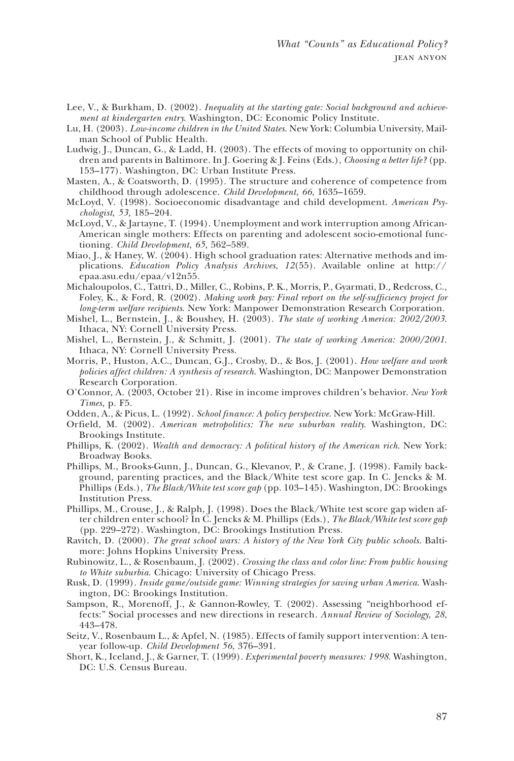Lee, V., & Burkham, D. (2002). *Inequality at the starting gate: Social background and achievement at kindergarten entry*. Washington, DC: Economic Policy Institute.

Lu, H. (2003). *Low-income children in the United States*. New York: Columbia University, Mailman School of Public Health.

Ludwig, J., Duncan, G., & Ladd, H. (2003). The effects of moving to opportunity on children and parents in Baltimore. In J. Goering & J. Feins (Eds.), *Choosing a better life?* (pp. 153–177). Washington, DC: Urban Institute Press.

Masten, A., & Coatsworth, D. (1995). The structure and coherence of competence from childhood through adolescence. *Child Development*, *66*, 1635–1659.

McLoyd, V. (1998). Socioeconomic disadvantage and child development. *American Psychologist*, *53,* 185–204.

McLoyd, V., & Jartayne, T. (1994). Unemployment and work interruption among African-American single mothers: Effects on parenting and adolescent socio-emotional functioning. *Child Development*, *65*, 562–589.

Miao, J., & Haney, W. (2004). High school graduation rates: Alternative methods and implications. *Education Policy Analysis Archives*, *12*(55). Available online at http://epaa.asu.edu/epaa/v12n55.

Michaloupolos, C., Tattri, D., Miller, C., Robins, P. K., Morris, P., Gyarmati, D., Redcross, C., Foley, K., & Ford, R. (2002). *Making work pay: Final report on the self-sufficiency project for long-term welfare recipients*. New York: Manpower Demonstration Research Corporation.

Mishel, L., Bernstein, J., & Boushey, H. (2003). *The state of working America: 2002/2003*. Ithaca, NY: Cornell University Press.

Mishel, L., Bernstein, J., & Schmitt, J. (2001). *The state of working America: 2000/2001*. Ithaca, NY: Cornell University Press.

Morris, P., Huston, A.C., Duncan, G.J., Crosby, D., & Bos, J. (2001). *How welfare and work policies affect children: A synthesis of research*. Washington, DC: Manpower Demonstration Research Corporation.

O'Connor, A. (2003, October 21). Rise in income improves children's behavior. *New York Times,* p. F5.

Odden, A., & Picus, L. (1992). *School finance: A policy perspective*. New York: McGraw-Hill.

Orfield, M. (2002). *American metropolitics: The new suburban reality*. Washington, DC: Brookings Institute.

Phillips, K. (2002). *Wealth and democracy: A political history of the American rich*. New York: Broadway Books.

Phillips, M., Brooks-Gunn, J., Duncan, G., Klevanov, P., & Crane, J. (1998). Family background, parenting practices, and the Black/White test score gap. In C. Jencks & M. Phillips (Eds.), *The Black/White test score gap* (pp. 103–145). Washington, DC: Brookings Institution Press.

Phillips, M., Crouse, J., & Ralph, J. (1998). Does the Black/White test score gap widen after children enter school? In C. Jencks & M. Phillips (Eds.), *The Black/White test score gap* (pp. 229–272). Washington, DC: Brookings Institution Press.

Ravitch, D. (2000). *The great school wars: A history of the New York City public schools*. Baltimore: Johns Hopkins University Press.

Rubinowitz, L., & Rosenbaum, J. (2002). *Crossing the class and color line: From public housing to White suburbia*. Chicago: University of Chicago Press.

Rusk, D. (1999). *Inside game/outside game: Winning strategies for saving urban America*. Washington, DC: Brookings Institution.

Sampson, R., Morenoff, J., & Gannon-Rowley, T. (2002). Assessing "neighborhood effects:" Social processes and new directions in research. *Annual Review of Sociology, 28*, 443–478.

Seitz, V., Rosenbaum L., & Apfel, N. (1985). Effects of family support intervention: A ten-year follow-up. *Child Development 56*, 376–391.

Short, K., Iceland, J., & Garner, T. (1999). *Experimental poverty measures: 1998*. Washington, DC: U.S. Census Bureau.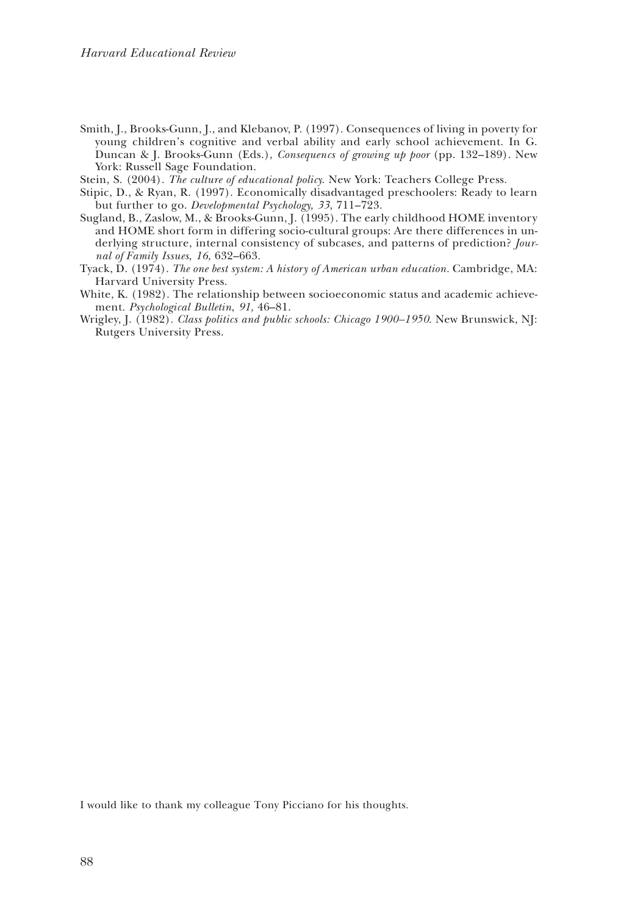Smith, J., Brooks-Gunn, J., and Klebanov, P. (1997). Consequences of living in poverty for young children's cognitive and verbal ability and early school achievement. In G. Duncan & J. Brooks-Gunn (Eds.), *Consequencs of growing up poor* (pp. 132–189). New York: Russell Sage Foundation.

Stein, S. (2004). *The culture of educational policy*. New York: Teachers College Press.

Stipic, D., & Ryan, R. (1997). Economically disadvantaged preschoolers: Ready to learn but further to go. *Developmental Psychology, 33*, 711–723.

Sugland, B., Zaslow, M., & Brooks-Gunn, J. (1995). The early childhood HOME inventory and HOME short form in differing socio-cultural groups: Are there differences in underlying structure, internal consistency of subcases, and patterns of prediction? *Journal of Family Issues*, *16*, 632–663.

Tyack, D. (1974). *The one best system: A history of American urban education*. Cambridge, MA: Harvard University Press.

White, K. (1982). The relationship between socioeconomic status and academic achievement. *Psychological Bulletin*, *91*, 46–81.

Wrigley, J. (1982). *Class politics and public schools: Chicago 1900–1950*. New Brunswick, NJ: Rutgers University Press.

I would like to thank my colleague Tony Picciano for his thoughts.